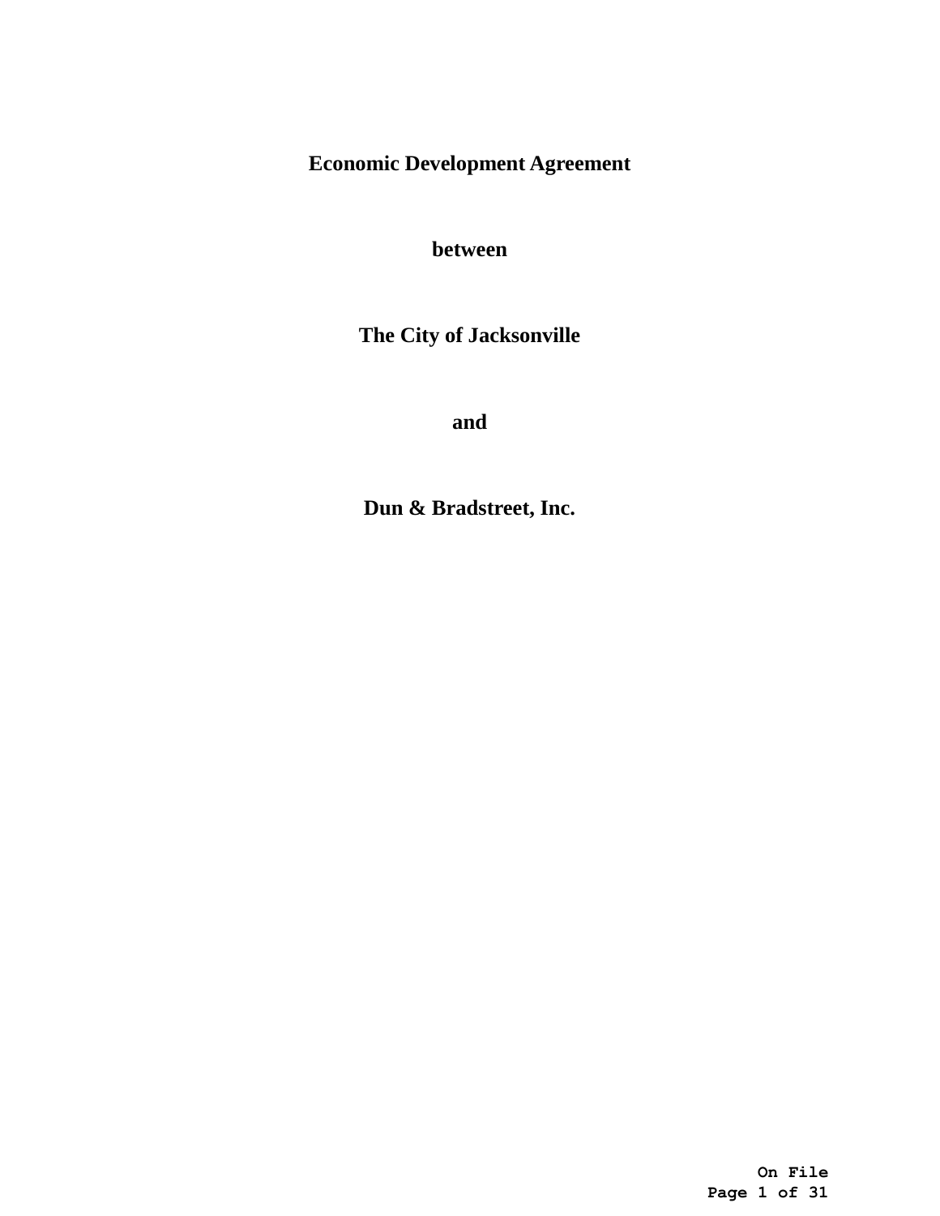# Economic Development Agreement

**between**

**The City of Jacksonville**

**and**

**Dun & Bradstreet, Inc.**

**On File**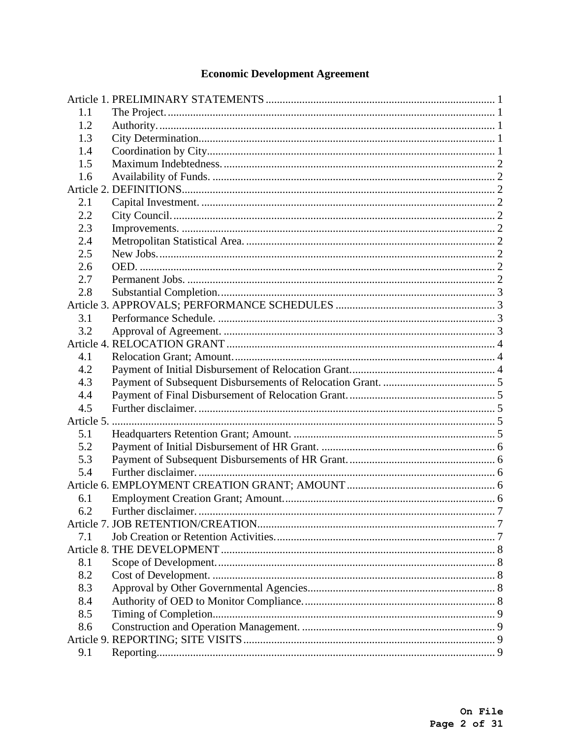# Economic Development Agreement

Article 1. PRELIMINARY STATEMENTS ..... 1
- 1.1 The Project. ..... 1
- 1.2 Authority. ..... 1
- 1.3 City Determination. ..... 1
- 1.4 Coordination by City. ..... 1
- 1.5 Maximum Indebtedness. ..... 2
- 1.6 Availability of Funds. ..... 2

Article 2. DEFINITIONS ..... 2
- 2.1 Capital Investment. ..... 2
- 2.2 City Council. ..... 2
- 2.3 Improvements. ..... 2
- 2.4 Metropolitan Statistical Area. ..... 2
- 2.5 New Jobs. ..... 2
- 2.6 OED. ..... 2
- 2.7 Permanent Jobs. ..... 2
- 2.8 Substantial Completion. ..... 3

Article 3. APPROVALS; PERFORMANCE SCHEDULES ..... 3
- 3.1 Performance Schedule. ..... 3
- 3.2 Approval of Agreement. ..... 3

Article 4. RELOCATION GRANT ..... 4
- 4.1 Relocation Grant; Amount. ..... 4
- 4.2 Payment of Initial Disbursement of Relocation Grant. ..... 4
- 4.3 Payment of Subsequent Disbursements of Relocation Grant. ..... 5
- 4.4 Payment of Final Disbursement of Relocation Grant. ..... 5
- 4.5 Further disclaimer. ..... 5

Article 5. ..... 5
- 5.1 Headquarters Retention Grant; Amount. ..... 5
- 5.2 Payment of Initial Disbursement of HR Grant. ..... 6
- 5.3 Payment of Subsequent Disbursements of HR Grant. ..... 6
- 5.4 Further disclaimer. ..... 6

Article 6. EMPLOYMENT CREATION GRANT; AMOUNT ..... 6
- 6.1 Employment Creation Grant; Amount. ..... 6
- 6.2 Further disclaimer. ..... 7

Article 7. JOB RETENTION/CREATION ..... 7
- 7.1 Job Creation or Retention Activities. ..... 7

Article 8. THE DEVELOPMENT ..... 8
- 8.1 Scope of Development. ..... 8
- 8.2 Cost of Development. ..... 8
- 8.3 Approval by Other Governmental Agencies. ..... 8
- 8.4 Authority of OED to Monitor Compliance. ..... 8
- 8.5 Timing of Completion. ..... 9
- 8.6 Construction and Operation Management. ..... 9

Article 9. REPORTING; SITE VISITS ..... 9
- 9.1 Reporting. ..... 9

**On File**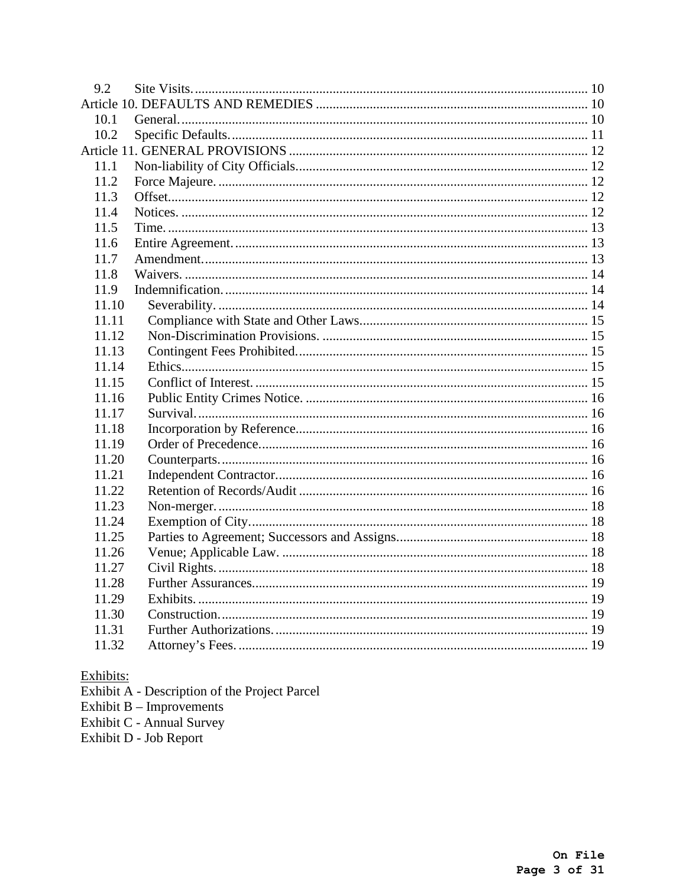9.2 Site Visits. .................................................................................................................... 10

Article 10. DEFAULTS AND REMEDIES ................................................................................ 10

10.1 General. ......................................................................................................................... 10

10.2 Specific Defaults. ........................................................................................................... 11

Article 11. GENERAL PROVISIONS ........................................................................................ 12

11.1 Non-liability of City Officials. ...................................................................................... 12

11.2 Force Majeure. ............................................................................................................... 12

11.3 Offset. ............................................................................................................................. 12

11.4 Notices. .......................................................................................................................... 12

11.5 Time. .............................................................................................................................. 13

11.6 Entire Agreement. .......................................................................................................... 13

11.7 Amendment. ................................................................................................................... 13

11.8 Waivers. ......................................................................................................................... 14

11.9 Indemnification. ............................................................................................................. 14

11.10 Severability. ................................................................................................................. 14

11.11 Compliance with State and Other Laws. ...................................................................... 15

11.12 Non-Discrimination Provisions. .................................................................................. 15

11.13 Contingent Fees Prohibited. ......................................................................................... 15

11.14 Ethics. ........................................................................................................................... 15

11.15 Conflict of Interest. ...................................................................................................... 15

11.16 Public Entity Crimes Notice. ........................................................................................ 16

11.17 Survival. ....................................................................................................................... 16

11.18 Incorporation by Reference. ......................................................................................... 16

11.19 Order of Precedence. .................................................................................................... 16

11.20 Counterparts. ................................................................................................................ 16

11.21 Independent Contractor. ............................................................................................... 16

11.22 Retention of Records/Audit ......................................................................................... 16

11.23 Non-merger. ................................................................................................................. 18

11.24 Exemption of City. ....................................................................................................... 18

11.25 Parties to Agreement; Successors and Assigns. ........................................................... 18

11.26 Venue; Applicable Law. .............................................................................................. 18

11.27 Civil Rights. ................................................................................................................. 18

11.28 Further Assurances. ...................................................................................................... 19

11.29 Exhibits. ....................................................................................................................... 19

11.30 Construction. ................................................................................................................ 19

11.31 Further Authorizations. ................................................................................................ 19

11.32 Attorney's Fees. ........................................................................................................... 19

Exhibits:

Exhibit A - Description of the Project Parcel

Exhibit B – Improvements

Exhibit C - Annual Survey

Exhibit D - Job Report

**On File**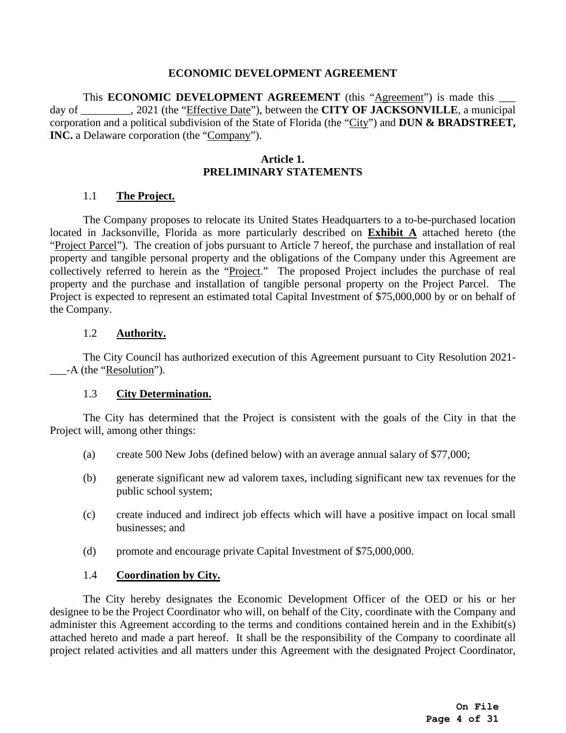# ECONOMIC DEVELOPMENT AGREEMENT

This **ECONOMIC DEVELOPMENT AGREEMENT** (this "Agreement") is made this ___ day of _________, 2021 (the "Effective Date"), between the **CITY OF JACKSONVILLE**, a municipal corporation and a political subdivision of the State of Florida (the "City") and **DUN & BRADSTREET, INC.** a Delaware corporation (the "Company").

## Article 1.
## PRELIMINARY STATEMENTS

### 1.1 **The Project.**

The Company proposes to relocate its United States Headquarters to a to-be-purchased location located in Jacksonville, Florida as more particularly described on **Exhibit A** attached hereto (the "Project Parcel"). The creation of jobs pursuant to Article 7 hereof, the purchase and installation of real property and tangible personal property and the obligations of the Company under this Agreement are collectively referred to herein as the "Project." The proposed Project includes the purchase of real property and the purchase and installation of tangible personal property on the Project Parcel. The Project is expected to represent an estimated total Capital Investment of $75,000,000 by or on behalf of the Company.

### 1.2 **Authority.**

The City Council has authorized execution of this Agreement pursuant to City Resolution 2021-___-A (the "Resolution").

### 1.3 **City Determination.**

The City has determined that the Project is consistent with the goals of the City in that the Project will, among other things:

(a) create 500 New Jobs (defined below) with an average annual salary of $77,000;

(b) generate significant new ad valorem taxes, including significant new tax revenues for the public school system;

(c) create induced and indirect job effects which will have a positive impact on local small businesses; and

(d) promote and encourage private Capital Investment of $75,000,000.

### 1.4 **Coordination by City.**

The City hereby designates the Economic Development Officer of the OED or his or her designee to be the Project Coordinator who will, on behalf of the City, coordinate with the Company and administer this Agreement according to the terms and conditions contained herein and in the Exhibit(s) attached hereto and made a part hereof. It shall be the responsibility of the Company to coordinate all project related activities and all matters under this Agreement with the designated Project Coordinator,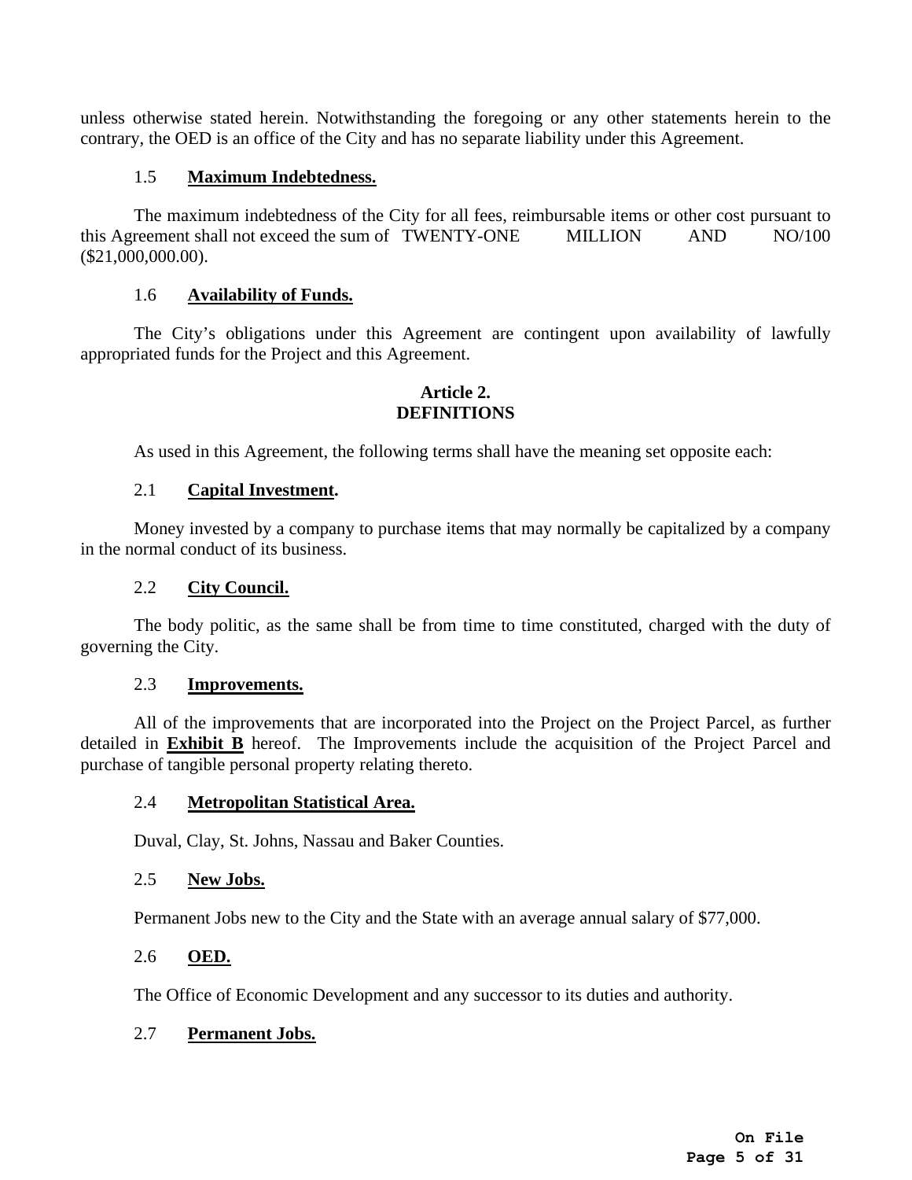unless otherwise stated herein. Notwithstanding the foregoing or any other statements herein to the contrary, the OED is an office of the City and has no separate liability under this Agreement.

1.5 **Maximum Indebtedness.**

The maximum indebtedness of the City for all fees, reimbursable items or other cost pursuant to this Agreement shall not exceed the sum of TWENTY-ONE MILLION AND NO/100 ($21,000,000.00).

1.6 **Availability of Funds.**

The City's obligations under this Agreement are contingent upon availability of lawfully appropriated funds for the Project and this Agreement.

## Article 2.
## DEFINITIONS

As used in this Agreement, the following terms shall have the meaning set opposite each:

2.1 **Capital Investment.**

Money invested by a company to purchase items that may normally be capitalized by a company in the normal conduct of its business.

2.2 **City Council.**

The body politic, as the same shall be from time to time constituted, charged with the duty of governing the City.

2.3 **Improvements.**

All of the improvements that are incorporated into the Project on the Project Parcel, as further detailed in **Exhibit B** hereof. The Improvements include the acquisition of the Project Parcel and purchase of tangible personal property relating thereto.

2.4 **Metropolitan Statistical Area.**

Duval, Clay, St. Johns, Nassau and Baker Counties.

2.5 **New Jobs.**

Permanent Jobs new to the City and the State with an average annual salary of $77,000.

2.6 **OED.**

The Office of Economic Development and any successor to its duties and authority.

2.7 **Permanent Jobs.**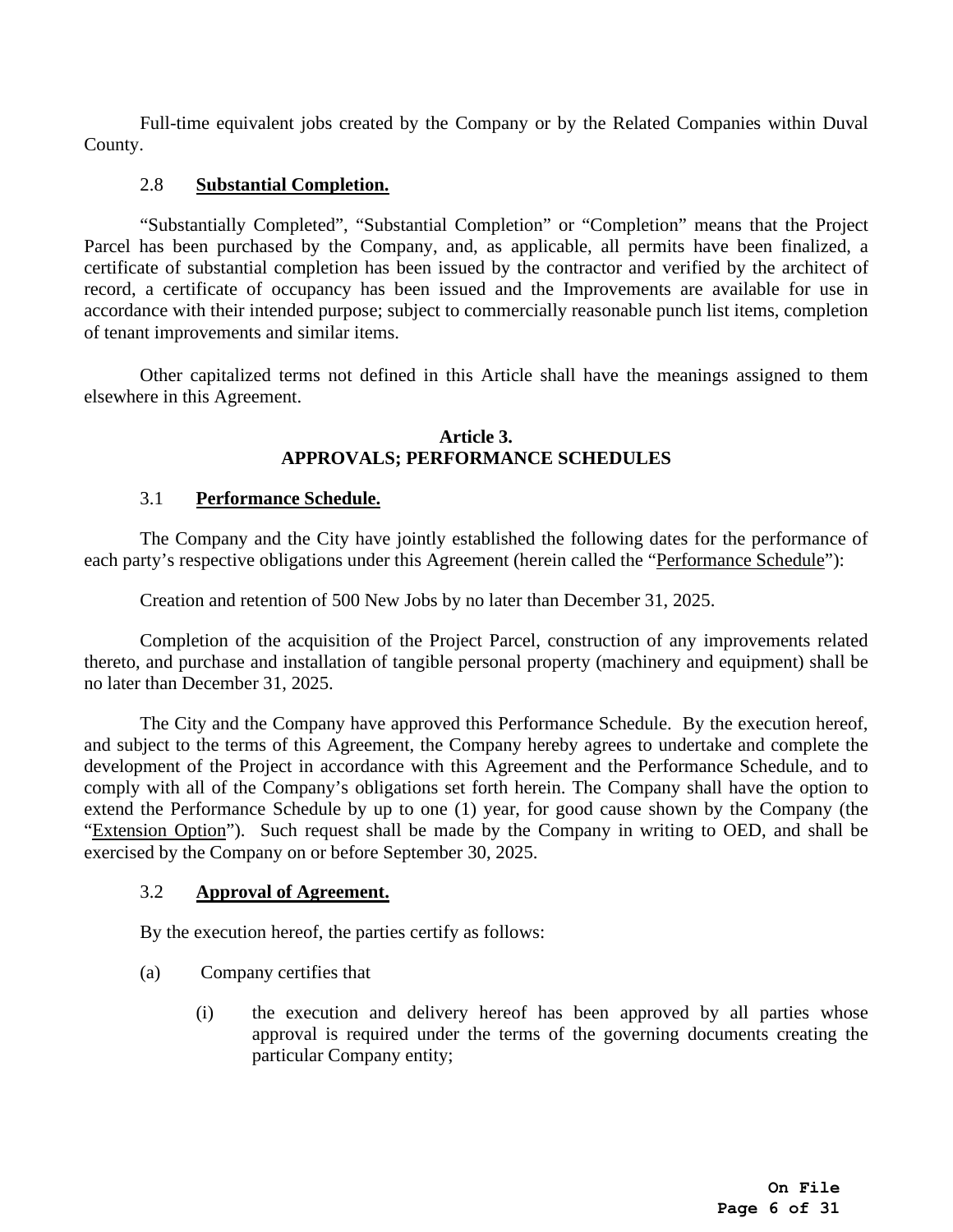Full-time equivalent jobs created by the Company or by the Related Companies within Duval County.

2.8 **Substantial Completion.**

"Substantially Completed", "Substantial Completion" or "Completion" means that the Project Parcel has been purchased by the Company, and, as applicable, all permits have been finalized, a certificate of substantial completion has been issued by the contractor and verified by the architect of record, a certificate of occupancy has been issued and the Improvements are available for use in accordance with their intended purpose; subject to commercially reasonable punch list items, completion of tenant improvements and similar items.

Other capitalized terms not defined in this Article shall have the meanings assigned to them elsewhere in this Agreement.

## Article 3.
## APPROVALS; PERFORMANCE SCHEDULES

3.1 **Performance Schedule.**

The Company and the City have jointly established the following dates for the performance of each party's respective obligations under this Agreement (herein called the "Performance Schedule"):

Creation and retention of 500 New Jobs by no later than December 31, 2025.

Completion of the acquisition of the Project Parcel, construction of any improvements related thereto, and purchase and installation of tangible personal property (machinery and equipment) shall be no later than December 31, 2025.

The City and the Company have approved this Performance Schedule. By the execution hereof, and subject to the terms of this Agreement, the Company hereby agrees to undertake and complete the development of the Project in accordance with this Agreement and the Performance Schedule, and to comply with all of the Company's obligations set forth herein. The Company shall have the option to extend the Performance Schedule by up to one (1) year, for good cause shown by the Company (the "Extension Option"). Such request shall be made by the Company in writing to OED, and shall be exercised by the Company on or before September 30, 2025.

3.2 **Approval of Agreement.**

By the execution hereof, the parties certify as follows:

(a) Company certifies that

(i) the execution and delivery hereof has been approved by all parties whose approval is required under the terms of the governing documents creating the particular Company entity;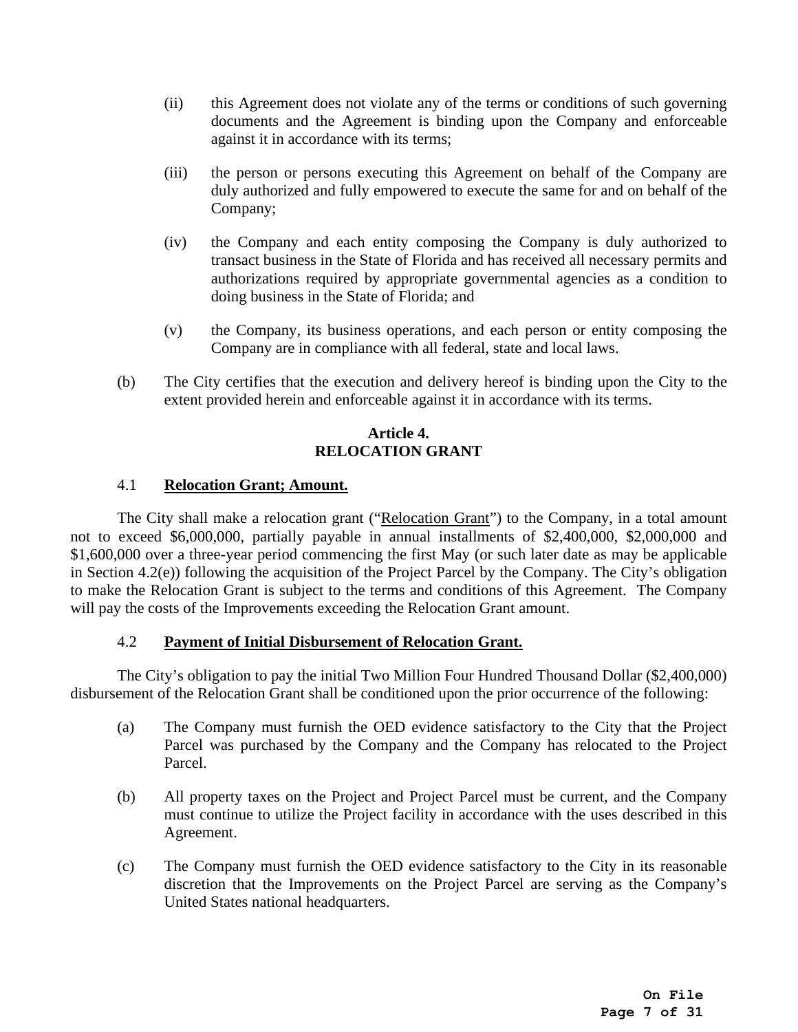(ii) this Agreement does not violate any of the terms or conditions of such governing documents and the Agreement is binding upon the Company and enforceable against it in accordance with its terms;

(iii) the person or persons executing this Agreement on behalf of the Company are duly authorized and fully empowered to execute the same for and on behalf of the Company;

(iv) the Company and each entity composing the Company is duly authorized to transact business in the State of Florida and has received all necessary permits and authorizations required by appropriate governmental agencies as a condition to doing business in the State of Florida; and

(v) the Company, its business operations, and each person or entity composing the Company are in compliance with all federal, state and local laws.

(b) The City certifies that the execution and delivery hereof is binding upon the City to the extent provided herein and enforceable against it in accordance with its terms.

## Article 4. RELOCATION GRANT

4.1 **Relocation Grant; Amount.**

The City shall make a relocation grant ("Relocation Grant") to the Company, in a total amount not to exceed $6,000,000, partially payable in annual installments of $2,400,000, $2,000,000 and $1,600,000 over a three-year period commencing the first May (or such later date as may be applicable in Section 4.2(e)) following the acquisition of the Project Parcel by the Company. The City's obligation to make the Relocation Grant is subject to the terms and conditions of this Agreement. The Company will pay the costs of the Improvements exceeding the Relocation Grant amount.

4.2 **Payment of Initial Disbursement of Relocation Grant.**

The City's obligation to pay the initial Two Million Four Hundred Thousand Dollar ($2,400,000) disbursement of the Relocation Grant shall be conditioned upon the prior occurrence of the following:

(a) The Company must furnish the OED evidence satisfactory to the City that the Project Parcel was purchased by the Company and the Company has relocated to the Project Parcel.

(b) All property taxes on the Project and Project Parcel must be current, and the Company must continue to utilize the Project facility in accordance with the uses described in this Agreement.

(c) The Company must furnish the OED evidence satisfactory to the City in its reasonable discretion that the Improvements on the Project Parcel are serving as the Company's United States national headquarters.

On File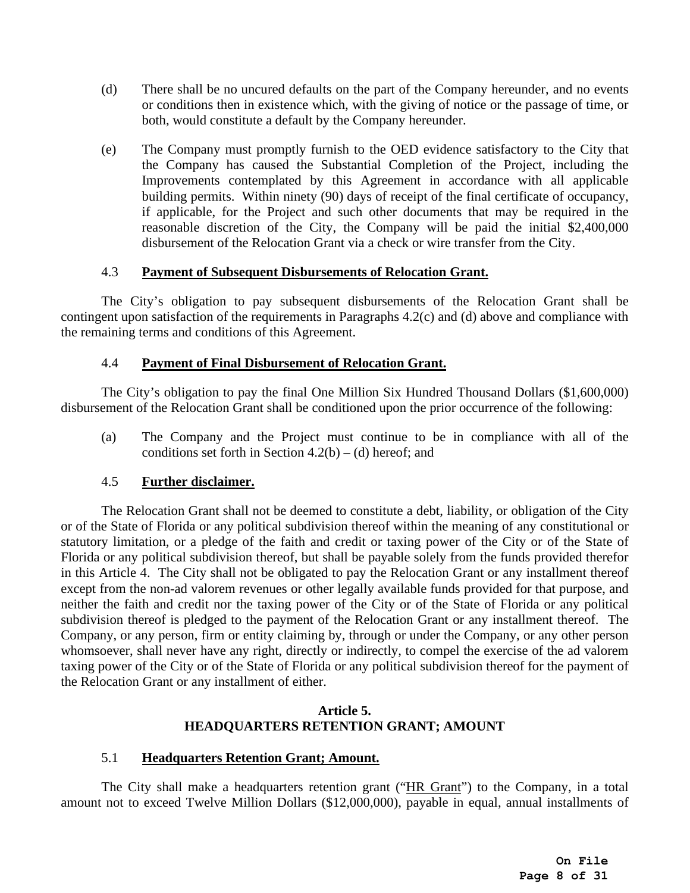(d) There shall be no uncured defaults on the part of the Company hereunder, and no events or conditions then in existence which, with the giving of notice or the passage of time, or both, would constitute a default by the Company hereunder.

(e) The Company must promptly furnish to the OED evidence satisfactory to the City that the Company has caused the Substantial Completion of the Project, including the Improvements contemplated by this Agreement in accordance with all applicable building permits. Within ninety (90) days of receipt of the final certificate of occupancy, if applicable, for the Project and such other documents that may be required in the reasonable discretion of the City, the Company will be paid the initial $2,400,000 disbursement of the Relocation Grant via a check or wire transfer from the City.

4.3 **Payment of Subsequent Disbursements of Relocation Grant.**

The City's obligation to pay subsequent disbursements of the Relocation Grant shall be contingent upon satisfaction of the requirements in Paragraphs 4.2(c) and (d) above and compliance with the remaining terms and conditions of this Agreement.

4.4 **Payment of Final Disbursement of Relocation Grant.**

The City's obligation to pay the final One Million Six Hundred Thousand Dollars ($1,600,000) disbursement of the Relocation Grant shall be conditioned upon the prior occurrence of the following:

(a) The Company and the Project must continue to be in compliance with all of the conditions set forth in Section 4.2(b) – (d) hereof; and

4.5 **Further disclaimer.**

The Relocation Grant shall not be deemed to constitute a debt, liability, or obligation of the City or of the State of Florida or any political subdivision thereof within the meaning of any constitutional or statutory limitation, or a pledge of the faith and credit or taxing power of the City or of the State of Florida or any political subdivision thereof, but shall be payable solely from the funds provided therefor in this Article 4. The City shall not be obligated to pay the Relocation Grant or any installment thereof except from the non-ad valorem revenues or other legally available funds provided for that purpose, and neither the faith and credit nor the taxing power of the City or of the State of Florida or any political subdivision thereof is pledged to the payment of the Relocation Grant or any installment thereof. The Company, or any person, firm or entity claiming by, through or under the Company, or any other person whomsoever, shall never have any right, directly or indirectly, to compel the exercise of the ad valorem taxing power of the City or of the State of Florida or any political subdivision thereof for the payment of the Relocation Grant or any installment of either.

## Article 5.
## HEADQUARTERS RETENTION GRANT; AMOUNT

5.1 **Headquarters Retention Grant; Amount.**

The City shall make a headquarters retention grant ("HR Grant") to the Company, in a total amount not to exceed Twelve Million Dollars ($12,000,000), payable in equal, annual installments of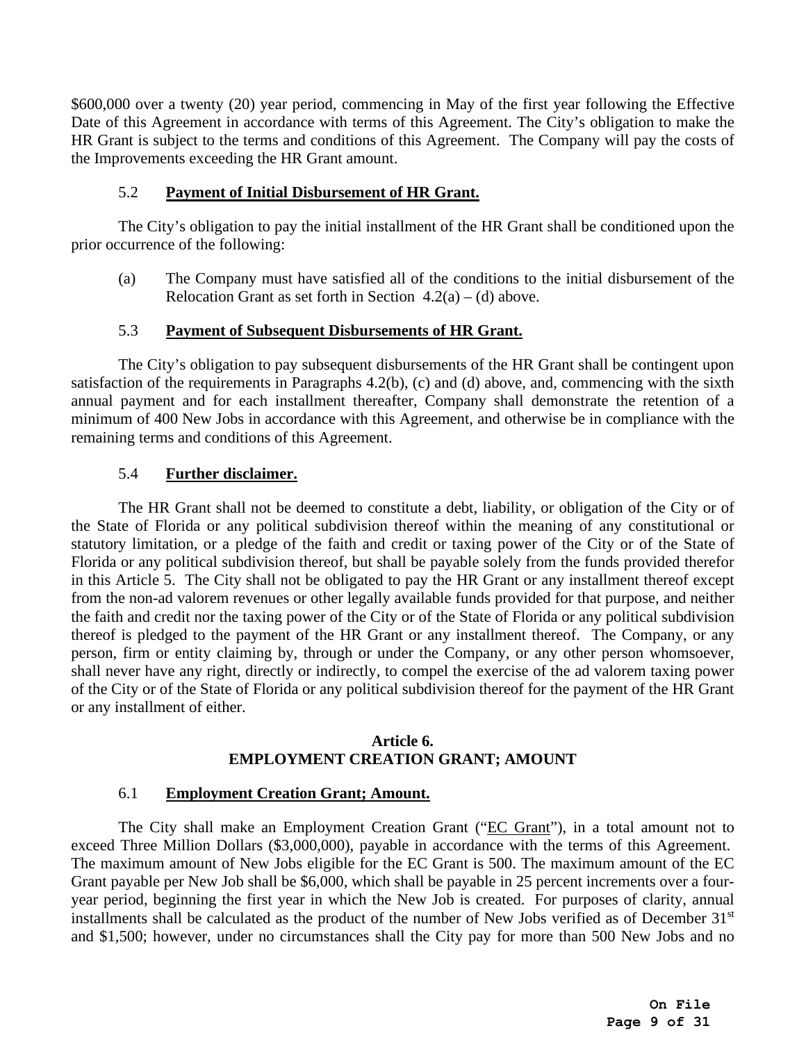$600,000 over a twenty (20) year period, commencing in May of the first year following the Effective Date of this Agreement in accordance with terms of this Agreement. The City's obligation to make the HR Grant is subject to the terms and conditions of this Agreement. The Company will pay the costs of the Improvements exceeding the HR Grant amount.

5.2 **Payment of Initial Disbursement of HR Grant.**

The City's obligation to pay the initial installment of the HR Grant shall be conditioned upon the prior occurrence of the following:

(a) The Company must have satisfied all of the conditions to the initial disbursement of the Relocation Grant as set forth in Section 4.2(a) – (d) above.

5.3 **Payment of Subsequent Disbursements of HR Grant.**

The City's obligation to pay subsequent disbursements of the HR Grant shall be contingent upon satisfaction of the requirements in Paragraphs 4.2(b), (c) and (d) above, and, commencing with the sixth annual payment and for each installment thereafter, Company shall demonstrate the retention of a minimum of 400 New Jobs in accordance with this Agreement, and otherwise be in compliance with the remaining terms and conditions of this Agreement.

5.4 **Further disclaimer.**

The HR Grant shall not be deemed to constitute a debt, liability, or obligation of the City or of the State of Florida or any political subdivision thereof within the meaning of any constitutional or statutory limitation, or a pledge of the faith and credit or taxing power of the City or of the State of Florida or any political subdivision thereof, but shall be payable solely from the funds provided therefor in this Article 5. The City shall not be obligated to pay the HR Grant or any installment thereof except from the non-ad valorem revenues or other legally available funds provided for that purpose, and neither the faith and credit nor the taxing power of the City or of the State of Florida or any political subdivision thereof is pledged to the payment of the HR Grant or any installment thereof. The Company, or any person, firm or entity claiming by, through or under the Company, or any other person whomsoever, shall never have any right, directly or indirectly, to compel the exercise of the ad valorem taxing power of the City or of the State of Florida or any political subdivision thereof for the payment of the HR Grant or any installment of either.

## Article 6.
## EMPLOYMENT CREATION GRANT; AMOUNT

6.1 **Employment Creation Grant; Amount.**

The City shall make an Employment Creation Grant ("EC Grant"), in a total amount not to exceed Three Million Dollars ($3,000,000), payable in accordance with the terms of this Agreement. The maximum amount of New Jobs eligible for the EC Grant is 500. The maximum amount of the EC Grant payable per New Job shall be $6,000, which shall be payable in 25 percent increments over a four-year period, beginning the first year in which the New Job is created. For purposes of clarity, annual installments shall be calculated as the product of the number of New Jobs verified as of December 31st and $1,500; however, under no circumstances shall the City pay for more than 500 New Jobs and no

On File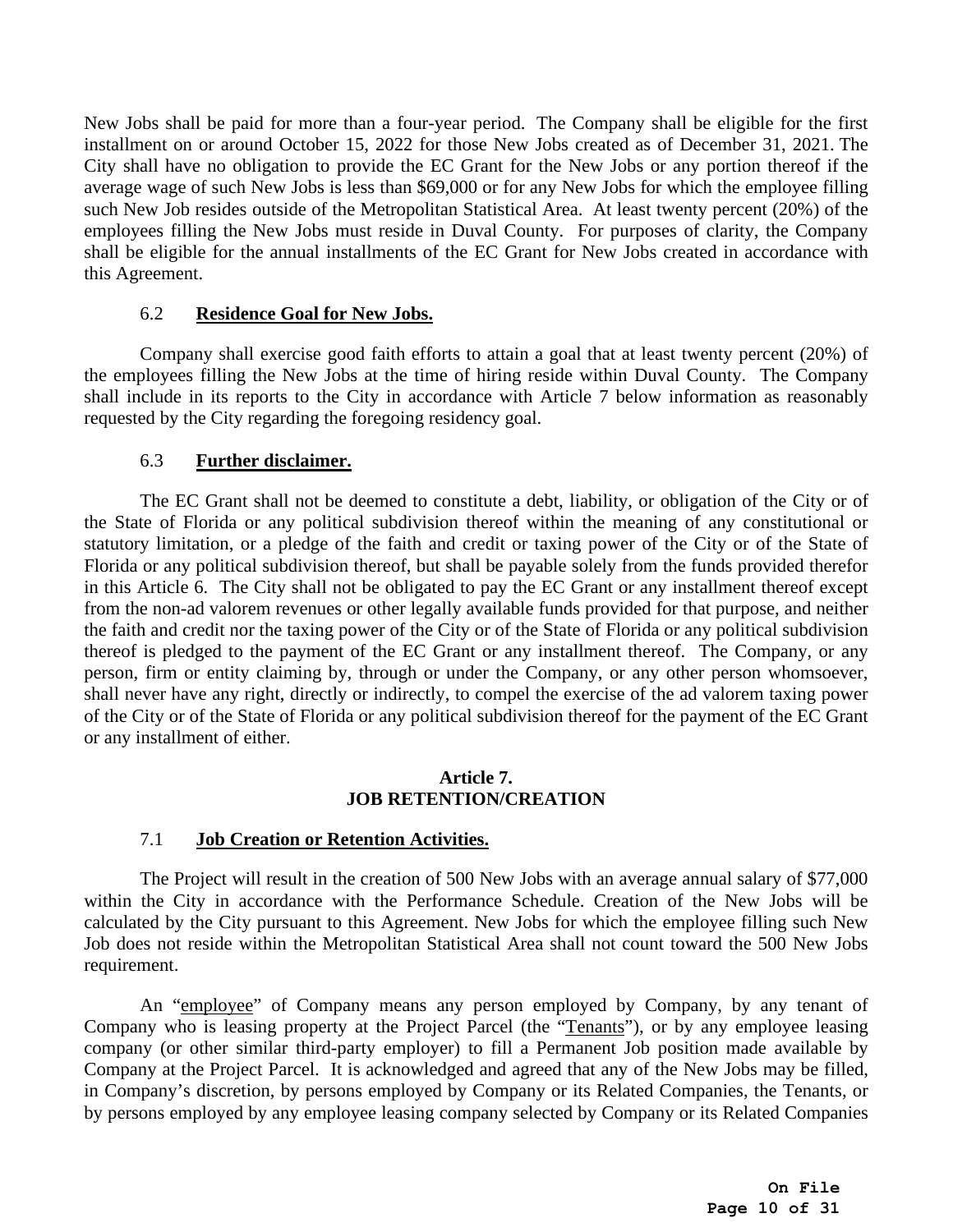New Jobs shall be paid for more than a four-year period. The Company shall be eligible for the first installment on or around October 15, 2022 for those New Jobs created as of December 31, 2021. The City shall have no obligation to provide the EC Grant for the New Jobs or any portion thereof if the average wage of such New Jobs is less than $69,000 or for any New Jobs for which the employee filling such New Job resides outside of the Metropolitan Statistical Area. At least twenty percent (20%) of the employees filling the New Jobs must reside in Duval County. For purposes of clarity, the Company shall be eligible for the annual installments of the EC Grant for New Jobs created in accordance with this Agreement.

### 6.2 **Residence Goal for New Jobs.**

Company shall exercise good faith efforts to attain a goal that at least twenty percent (20%) of the employees filling the New Jobs at the time of hiring reside within Duval County. The Company shall include in its reports to the City in accordance with Article 7 below information as reasonably requested by the City regarding the foregoing residency goal.

### 6.3 **Further disclaimer.**

The EC Grant shall not be deemed to constitute a debt, liability, or obligation of the City or of the State of Florida or any political subdivision thereof within the meaning of any constitutional or statutory limitation, or a pledge of the faith and credit or taxing power of the City or of the State of Florida or any political subdivision thereof, but shall be payable solely from the funds provided therefor in this Article 6. The City shall not be obligated to pay the EC Grant or any installment thereof except from the non-ad valorem revenues or other legally available funds provided for that purpose, and neither the faith and credit nor the taxing power of the City or of the State of Florida or any political subdivision thereof is pledged to the payment of the EC Grant or any installment thereof. The Company, or any person, firm or entity claiming by, through or under the Company, or any other person whomsoever, shall never have any right, directly or indirectly, to compel the exercise of the ad valorem taxing power of the City or of the State of Florida or any political subdivision thereof for the payment of the EC Grant or any installment of either.

## Article 7.
## JOB RETENTION/CREATION

### 7.1 **Job Creation or Retention Activities.**

The Project will result in the creation of 500 New Jobs with an average annual salary of $77,000 within the City in accordance with the Performance Schedule. Creation of the New Jobs will be calculated by the City pursuant to this Agreement. New Jobs for which the employee filling such New Job does not reside within the Metropolitan Statistical Area shall not count toward the 500 New Jobs requirement.

An "employee" of Company means any person employed by Company, by any tenant of Company who is leasing property at the Project Parcel (the "Tenants"), or by any employee leasing company (or other similar third-party employer) to fill a Permanent Job position made available by Company at the Project Parcel. It is acknowledged and agreed that any of the New Jobs may be filled, in Company's discretion, by persons employed by Company or its Related Companies, the Tenants, or by persons employed by any employee leasing company selected by Company or its Related Companies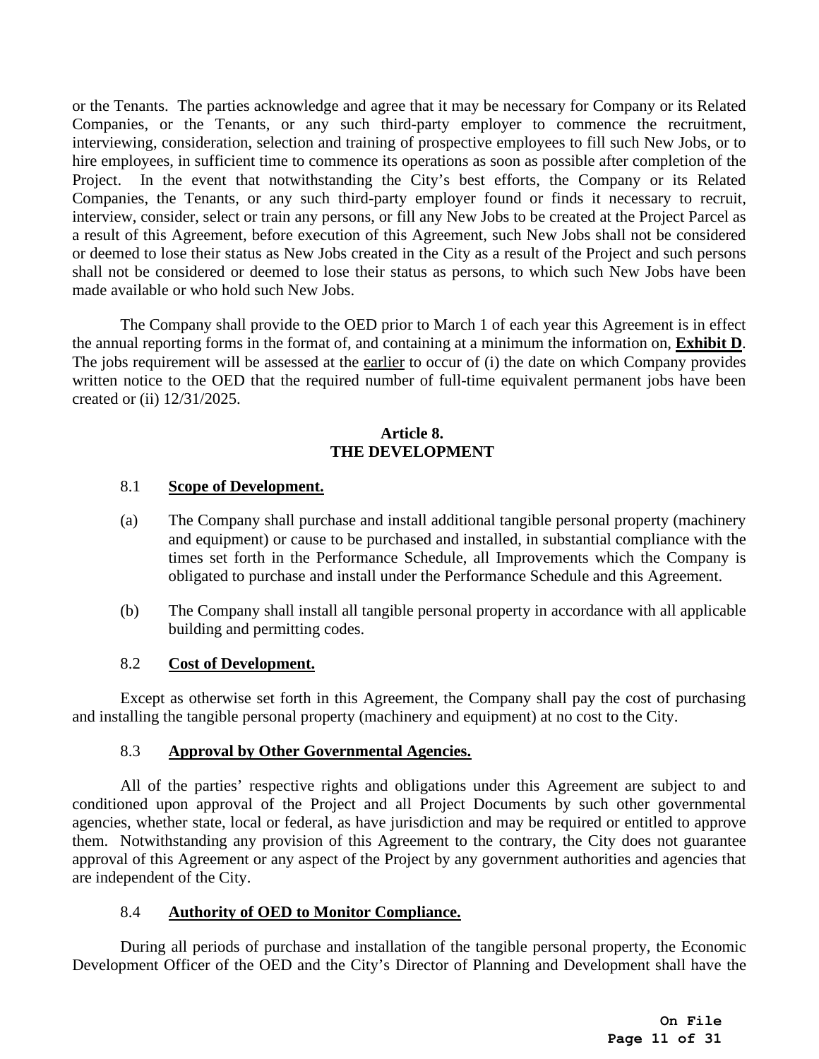or the Tenants. The parties acknowledge and agree that it may be necessary for Company or its Related Companies, or the Tenants, or any such third-party employer to commence the recruitment, interviewing, consideration, selection and training of prospective employees to fill such New Jobs, or to hire employees, in sufficient time to commence its operations as soon as possible after completion of the Project. In the event that notwithstanding the City's best efforts, the Company or its Related Companies, the Tenants, or any such third-party employer found or finds it necessary to recruit, interview, consider, select or train any persons, or fill any New Jobs to be created at the Project Parcel as a result of this Agreement, before execution of this Agreement, such New Jobs shall not be considered or deemed to lose their status as New Jobs created in the City as a result of the Project and such persons shall not be considered or deemed to lose their status as persons, to which such New Jobs have been made available or who hold such New Jobs.

The Company shall provide to the OED prior to March 1 of each year this Agreement is in effect the annual reporting forms in the format of, and containing at a minimum the information on, **Exhibit D**. The jobs requirement will be assessed at the earlier to occur of (i) the date on which Company provides written notice to the OED that the required number of full-time equivalent permanent jobs have been created or (ii) 12/31/2025.

## Article 8. THE DEVELOPMENT

### 8.1 Scope of Development.

(a) The Company shall purchase and install additional tangible personal property (machinery and equipment) or cause to be purchased and installed, in substantial compliance with the times set forth in the Performance Schedule, all Improvements which the Company is obligated to purchase and install under the Performance Schedule and this Agreement.

(b) The Company shall install all tangible personal property in accordance with all applicable building and permitting codes.

### 8.2 Cost of Development.

Except as otherwise set forth in this Agreement, the Company shall pay the cost of purchasing and installing the tangible personal property (machinery and equipment) at no cost to the City.

### 8.3 Approval by Other Governmental Agencies.

All of the parties' respective rights and obligations under this Agreement are subject to and conditioned upon approval of the Project and all Project Documents by such other governmental agencies, whether state, local or federal, as have jurisdiction and may be required or entitled to approve them. Notwithstanding any provision of this Agreement to the contrary, the City does not guarantee approval of this Agreement or any aspect of the Project by any government authorities and agencies that are independent of the City.

### 8.4 Authority of OED to Monitor Compliance.

During all periods of purchase and installation of the tangible personal property, the Economic Development Officer of the OED and the City's Director of Planning and Development shall have the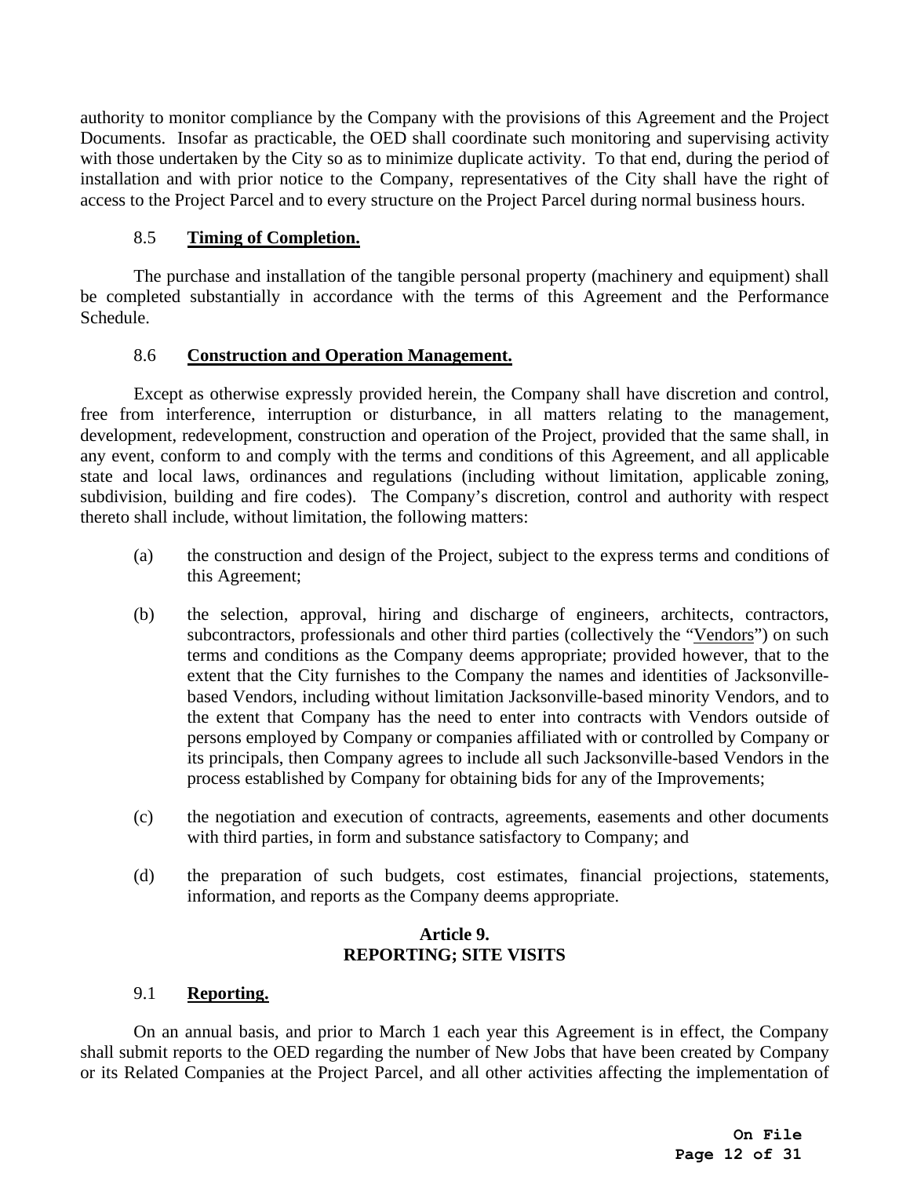authority to monitor compliance by the Company with the provisions of this Agreement and the Project Documents. Insofar as practicable, the OED shall coordinate such monitoring and supervising activity with those undertaken by the City so as to minimize duplicate activity. To that end, during the period of installation and with prior notice to the Company, representatives of the City shall have the right of access to the Project Parcel and to every structure on the Project Parcel during normal business hours.

8.5 **Timing of Completion.**

The purchase and installation of the tangible personal property (machinery and equipment) shall be completed substantially in accordance with the terms of this Agreement and the Performance Schedule.

8.6 **Construction and Operation Management.**

Except as otherwise expressly provided herein, the Company shall have discretion and control, free from interference, interruption or disturbance, in all matters relating to the management, development, redevelopment, construction and operation of the Project, provided that the same shall, in any event, conform to and comply with the terms and conditions of this Agreement, and all applicable state and local laws, ordinances and regulations (including without limitation, applicable zoning, subdivision, building and fire codes). The Company's discretion, control and authority with respect thereto shall include, without limitation, the following matters:

(a) the construction and design of the Project, subject to the express terms and conditions of this Agreement;

(b) the selection, approval, hiring and discharge of engineers, architects, contractors, subcontractors, professionals and other third parties (collectively the "Vendors") on such terms and conditions as the Company deems appropriate; provided however, that to the extent that the City furnishes to the Company the names and identities of Jacksonville-based Vendors, including without limitation Jacksonville-based minority Vendors, and to the extent that Company has the need to enter into contracts with Vendors outside of persons employed by Company or companies affiliated with or controlled by Company or its principals, then Company agrees to include all such Jacksonville-based Vendors in the process established by Company for obtaining bids for any of the Improvements;

(c) the negotiation and execution of contracts, agreements, easements and other documents with third parties, in form and substance satisfactory to Company; and

(d) the preparation of such budgets, cost estimates, financial projections, statements, information, and reports as the Company deems appropriate.

## Article 9.
## REPORTING; SITE VISITS

9.1 **Reporting.**

On an annual basis, and prior to March 1 each year this Agreement is in effect, the Company shall submit reports to the OED regarding the number of New Jobs that have been created by Company or its Related Companies at the Project Parcel, and all other activities affecting the implementation of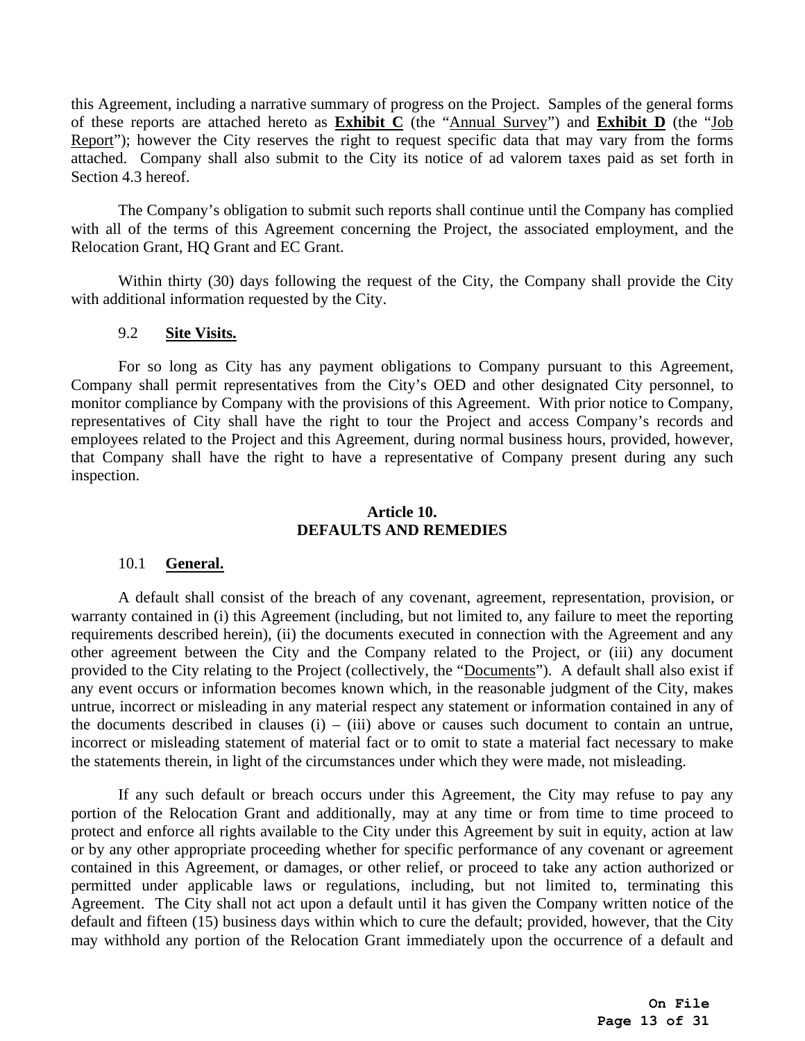this Agreement, including a narrative summary of progress on the Project. Samples of the general forms of these reports are attached hereto as **Exhibit C** (the "Annual Survey") and **Exhibit D** (the "Job Report"); however the City reserves the right to request specific data that may vary from the forms attached. Company shall also submit to the City its notice of ad valorem taxes paid as set forth in Section 4.3 hereof.

The Company's obligation to submit such reports shall continue until the Company has complied with all of the terms of this Agreement concerning the Project, the associated employment, and the Relocation Grant, HQ Grant and EC Grant.

Within thirty (30) days following the request of the City, the Company shall provide the City with additional information requested by the City.

9.2 **Site Visits.**

For so long as City has any payment obligations to Company pursuant to this Agreement, Company shall permit representatives from the City's OED and other designated City personnel, to monitor compliance by Company with the provisions of this Agreement. With prior notice to Company, representatives of City shall have the right to tour the Project and access Company's records and employees related to the Project and this Agreement, during normal business hours, provided, however, that Company shall have the right to have a representative of Company present during any such inspection.

## Article 10.
## DEFAULTS AND REMEDIES

10.1 **General.**

A default shall consist of the breach of any covenant, agreement, representation, provision, or warranty contained in (i) this Agreement (including, but not limited to, any failure to meet the reporting requirements described herein), (ii) the documents executed in connection with the Agreement and any other agreement between the City and the Company related to the Project, or (iii) any document provided to the City relating to the Project (collectively, the "Documents"). A default shall also exist if any event occurs or information becomes known which, in the reasonable judgment of the City, makes untrue, incorrect or misleading in any material respect any statement or information contained in any of the documents described in clauses (i) – (iii) above or causes such document to contain an untrue, incorrect or misleading statement of material fact or to omit to state a material fact necessary to make the statements therein, in light of the circumstances under which they were made, not misleading.

If any such default or breach occurs under this Agreement, the City may refuse to pay any portion of the Relocation Grant and additionally, may at any time or from time to time proceed to protect and enforce all rights available to the City under this Agreement by suit in equity, action at law or by any other appropriate proceeding whether for specific performance of any covenant or agreement contained in this Agreement, or damages, or other relief, or proceed to take any action authorized or permitted under applicable laws or regulations, including, but not limited to, terminating this Agreement. The City shall not act upon a default until it has given the Company written notice of the default and fifteen (15) business days within which to cure the default; provided, however, that the City may withhold any portion of the Relocation Grant immediately upon the occurrence of a default and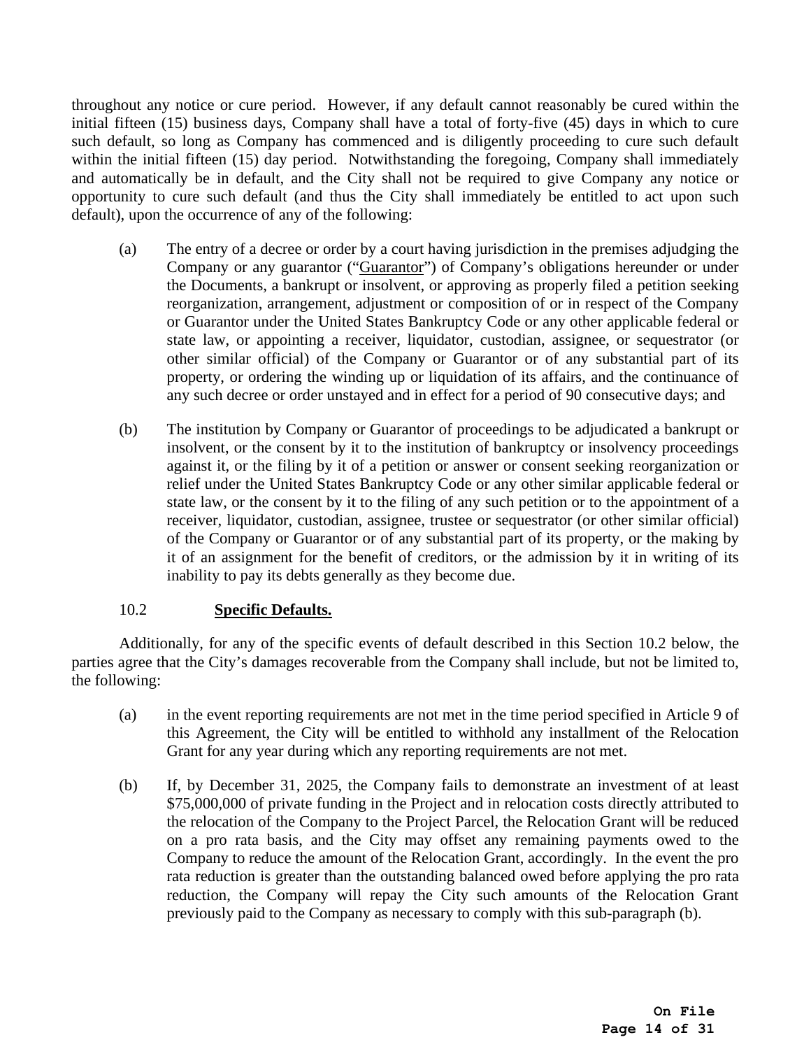throughout any notice or cure period. However, if any default cannot reasonably be cured within the initial fifteen (15) business days, Company shall have a total of forty-five (45) days in which to cure such default, so long as Company has commenced and is diligently proceeding to cure such default within the initial fifteen (15) day period. Notwithstanding the foregoing, Company shall immediately and automatically be in default, and the City shall not be required to give Company any notice or opportunity to cure such default (and thus the City shall immediately be entitled to act upon such default), upon the occurrence of any of the following:

(a) The entry of a decree or order by a court having jurisdiction in the premises adjudging the Company or any guarantor ("Guarantor") of Company's obligations hereunder or under the Documents, a bankrupt or insolvent, or approving as properly filed a petition seeking reorganization, arrangement, adjustment or composition of or in respect of the Company or Guarantor under the United States Bankruptcy Code or any other applicable federal or state law, or appointing a receiver, liquidator, custodian, assignee, or sequestrator (or other similar official) of the Company or Guarantor or of any substantial part of its property, or ordering the winding up or liquidation of its affairs, and the continuance of any such decree or order unstayed and in effect for a period of 90 consecutive days; and

(b) The institution by Company or Guarantor of proceedings to be adjudicated a bankrupt or insolvent, or the consent by it to the institution of bankruptcy or insolvency proceedings against it, or the filing by it of a petition or answer or consent seeking reorganization or relief under the United States Bankruptcy Code or any other similar applicable federal or state law, or the consent by it to the filing of any such petition or to the appointment of a receiver, liquidator, custodian, assignee, trustee or sequestrator (or other similar official) of the Company or Guarantor or of any substantial part of its property, or the making by it of an assignment for the benefit of creditors, or the admission by it in writing of its inability to pay its debts generally as they become due.

10.2 **Specific Defaults.**

Additionally, for any of the specific events of default described in this Section 10.2 below, the parties agree that the City's damages recoverable from the Company shall include, but not be limited to, the following:

(a) in the event reporting requirements are not met in the time period specified in Article 9 of this Agreement, the City will be entitled to withhold any installment of the Relocation Grant for any year during which any reporting requirements are not met.

(b) If, by December 31, 2025, the Company fails to demonstrate an investment of at least $75,000,000 of private funding in the Project and in relocation costs directly attributed to the relocation of the Company to the Project Parcel, the Relocation Grant will be reduced on a pro rata basis, and the City may offset any remaining payments owed to the Company to reduce the amount of the Relocation Grant, accordingly. In the event the pro rata reduction is greater than the outstanding balanced owed before applying the pro rata reduction, the Company will repay the City such amounts of the Relocation Grant previously paid to the Company as necessary to comply with this sub-paragraph (b).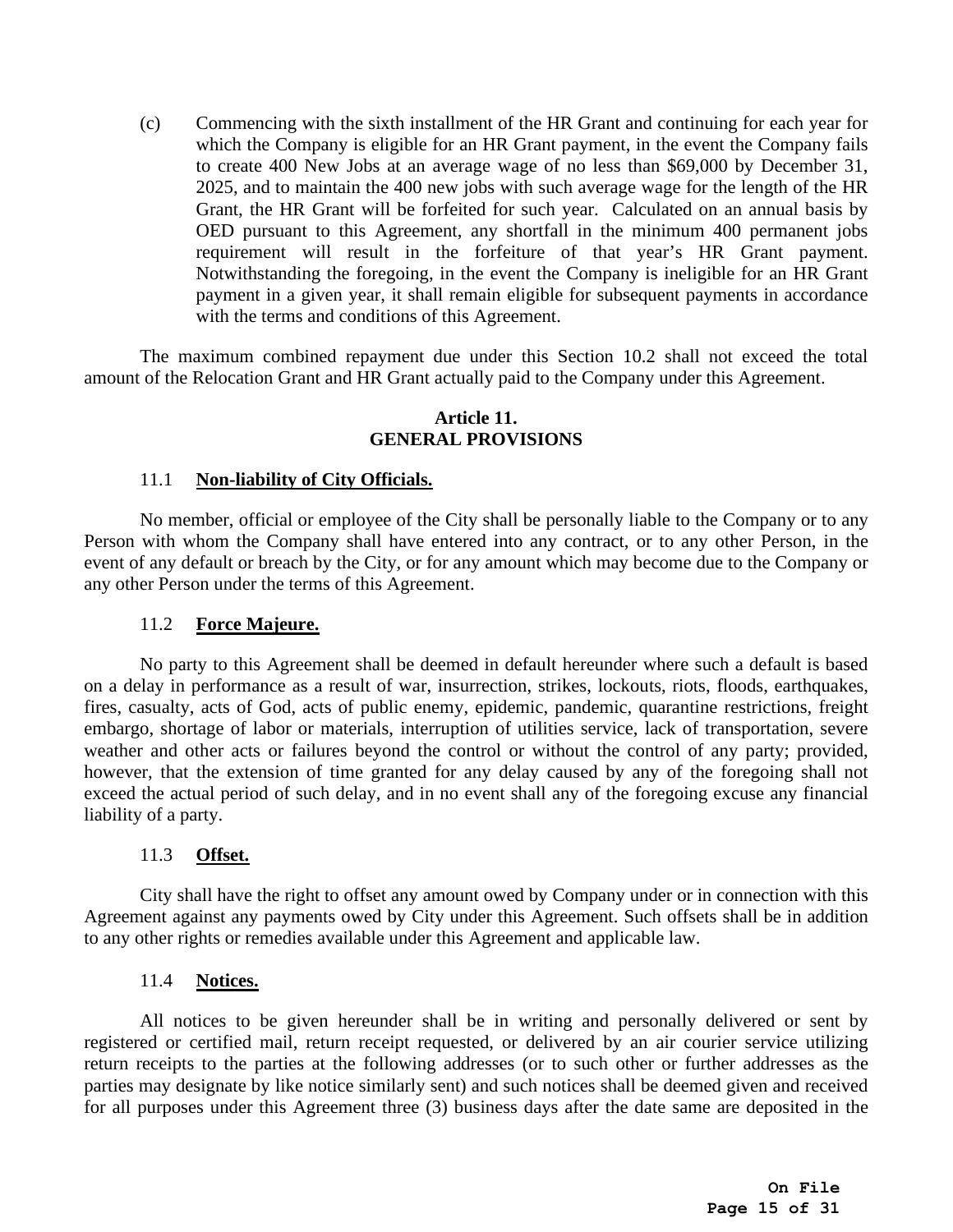(c) Commencing with the sixth installment of the HR Grant and continuing for each year for which the Company is eligible for an HR Grant payment, in the event the Company fails to create 400 New Jobs at an average wage of no less than $69,000 by December 31, 2025, and to maintain the 400 new jobs with such average wage for the length of the HR Grant, the HR Grant will be forfeited for such year. Calculated on an annual basis by OED pursuant to this Agreement, any shortfall in the minimum 400 permanent jobs requirement will result in the forfeiture of that year's HR Grant payment. Notwithstanding the foregoing, in the event the Company is ineligible for an HR Grant payment in a given year, it shall remain eligible for subsequent payments in accordance with the terms and conditions of this Agreement.

The maximum combined repayment due under this Section 10.2 shall not exceed the total amount of the Relocation Grant and HR Grant actually paid to the Company under this Agreement.

## Article 11.
## GENERAL PROVISIONS

### 11.1 **Non-liability of City Officials.**

No member, official or employee of the City shall be personally liable to the Company or to any Person with whom the Company shall have entered into any contract, or to any other Person, in the event of any default or breach by the City, or for any amount which may become due to the Company or any other Person under the terms of this Agreement.

### 11.2 **Force Majeure.**

No party to this Agreement shall be deemed in default hereunder where such a default is based on a delay in performance as a result of war, insurrection, strikes, lockouts, riots, floods, earthquakes, fires, casualty, acts of God, acts of public enemy, epidemic, pandemic, quarantine restrictions, freight embargo, shortage of labor or materials, interruption of utilities service, lack of transportation, severe weather and other acts or failures beyond the control or without the control of any party; provided, however, that the extension of time granted for any delay caused by any of the foregoing shall not exceed the actual period of such delay, and in no event shall any of the foregoing excuse any financial liability of a party.

### 11.3 **Offset.**

City shall have the right to offset any amount owed by Company under or in connection with this Agreement against any payments owed by City under this Agreement. Such offsets shall be in addition to any other rights or remedies available under this Agreement and applicable law.

### 11.4 **Notices.**

All notices to be given hereunder shall be in writing and personally delivered or sent by registered or certified mail, return receipt requested, or delivered by an air courier service utilizing return receipts to the parties at the following addresses (or to such other or further addresses as the parties may designate by like notice similarly sent) and such notices shall be deemed given and received for all purposes under this Agreement three (3) business days after the date same are deposited in the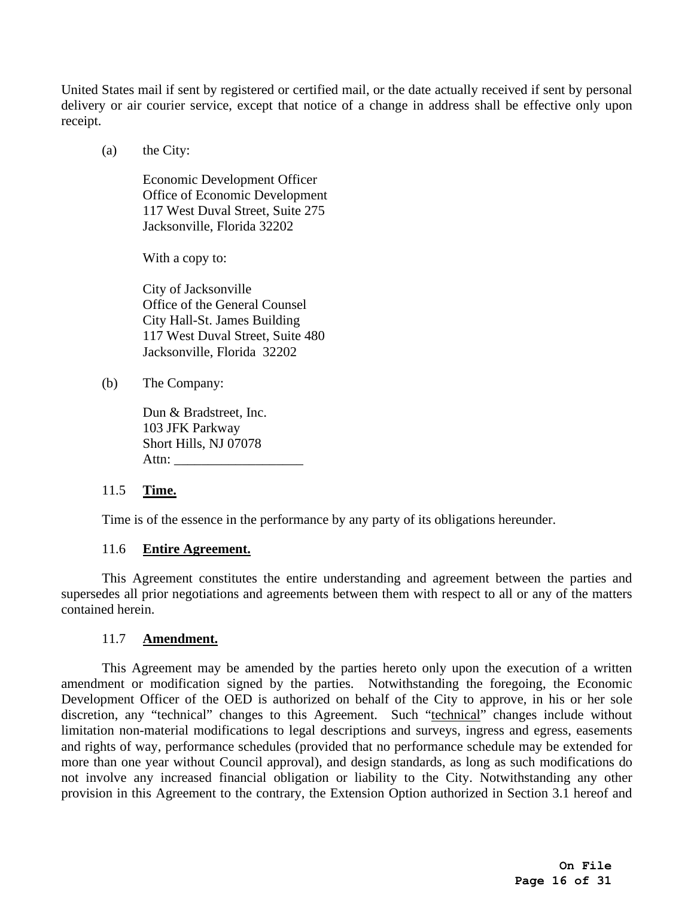United States mail if sent by registered or certified mail, or the date actually received if sent by personal delivery or air courier service, except that notice of a change in address shall be effective only upon receipt.

(a) the City:

Economic Development Officer
Office of Economic Development
117 West Duval Street, Suite 275
Jacksonville, Florida 32202

With a copy to:

City of Jacksonville
Office of the General Counsel
City Hall-St. James Building
117 West Duval Street, Suite 480
Jacksonville, Florida 32202

(b) The Company:

Dun & Bradstreet, Inc.
103 JFK Parkway
Short Hills, NJ 07078
Attn: ___________________

11.5 **Time.**

Time is of the essence in the performance by any party of its obligations hereunder.

11.6 **Entire Agreement.**

This Agreement constitutes the entire understanding and agreement between the parties and supersedes all prior negotiations and agreements between them with respect to all or any of the matters contained herein.

11.7 **Amendment.**

This Agreement may be amended by the parties hereto only upon the execution of a written amendment or modification signed by the parties. Notwithstanding the foregoing, the Economic Development Officer of the OED is authorized on behalf of the City to approve, in his or her sole discretion, any "technical" changes to this Agreement. Such "technical" changes include without limitation non-material modifications to legal descriptions and surveys, ingress and egress, easements and rights of way, performance schedules (provided that no performance schedule may be extended for more than one year without Council approval), and design standards, as long as such modifications do not involve any increased financial obligation or liability to the City. Notwithstanding any other provision in this Agreement to the contrary, the Extension Option authorized in Section 3.1 hereof and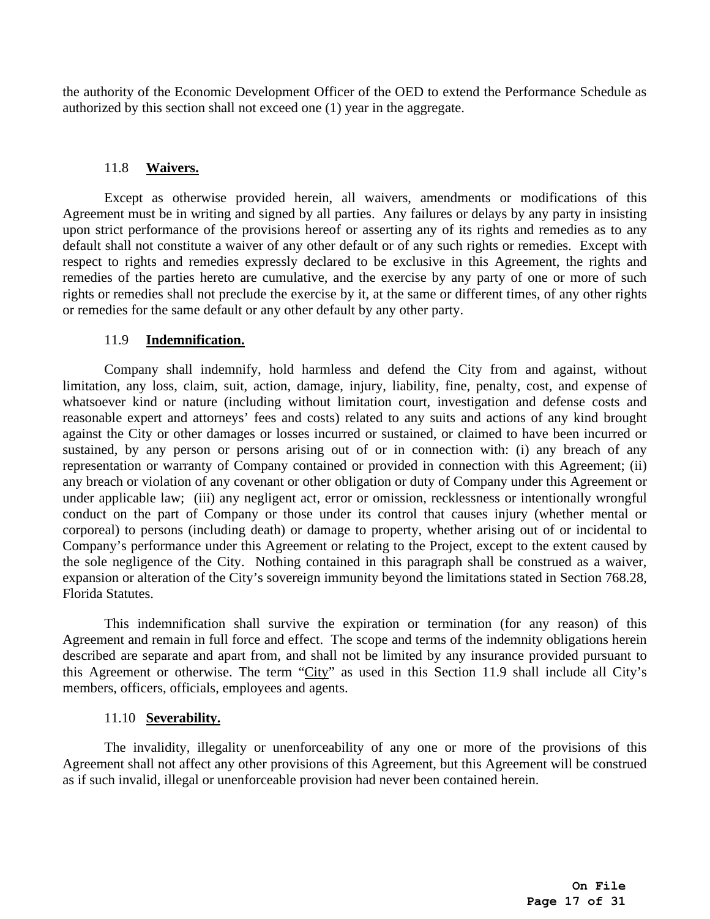the authority of the Economic Development Officer of the OED to extend the Performance Schedule as authorized by this section shall not exceed one (1) year in the aggregate.

11.8 **Waivers.**

Except as otherwise provided herein, all waivers, amendments or modifications of this Agreement must be in writing and signed by all parties. Any failures or delays by any party in insisting upon strict performance of the provisions hereof or asserting any of its rights and remedies as to any default shall not constitute a waiver of any other default or of any such rights or remedies. Except with respect to rights and remedies expressly declared to be exclusive in this Agreement, the rights and remedies of the parties hereto are cumulative, and the exercise by any party of one or more of such rights or remedies shall not preclude the exercise by it, at the same or different times, of any other rights or remedies for the same default or any other default by any other party.

11.9 **Indemnification.**

Company shall indemnify, hold harmless and defend the City from and against, without limitation, any loss, claim, suit, action, damage, injury, liability, fine, penalty, cost, and expense of whatsoever kind or nature (including without limitation court, investigation and defense costs and reasonable expert and attorneys' fees and costs) related to any suits and actions of any kind brought against the City or other damages or losses incurred or sustained, or claimed to have been incurred or sustained, by any person or persons arising out of or in connection with: (i) any breach of any representation or warranty of Company contained or provided in connection with this Agreement; (ii) any breach or violation of any covenant or other obligation or duty of Company under this Agreement or under applicable law; (iii) any negligent act, error or omission, recklessness or intentionally wrongful conduct on the part of Company or those under its control that causes injury (whether mental or corporeal) to persons (including death) or damage to property, whether arising out of or incidental to Company's performance under this Agreement or relating to the Project, except to the extent caused by the sole negligence of the City. Nothing contained in this paragraph shall be construed as a waiver, expansion or alteration of the City's sovereign immunity beyond the limitations stated in Section 768.28, Florida Statutes.

This indemnification shall survive the expiration or termination (for any reason) of this Agreement and remain in full force and effect. The scope and terms of the indemnity obligations herein described are separate and apart from, and shall not be limited by any insurance provided pursuant to this Agreement or otherwise. The term "City" as used in this Section 11.9 shall include all City's members, officers, officials, employees and agents.

11.10 **Severability.**

The invalidity, illegality or unenforceability of any one or more of the provisions of this Agreement shall not affect any other provisions of this Agreement, but this Agreement will be construed as if such invalid, illegal or unenforceable provision had never been contained herein.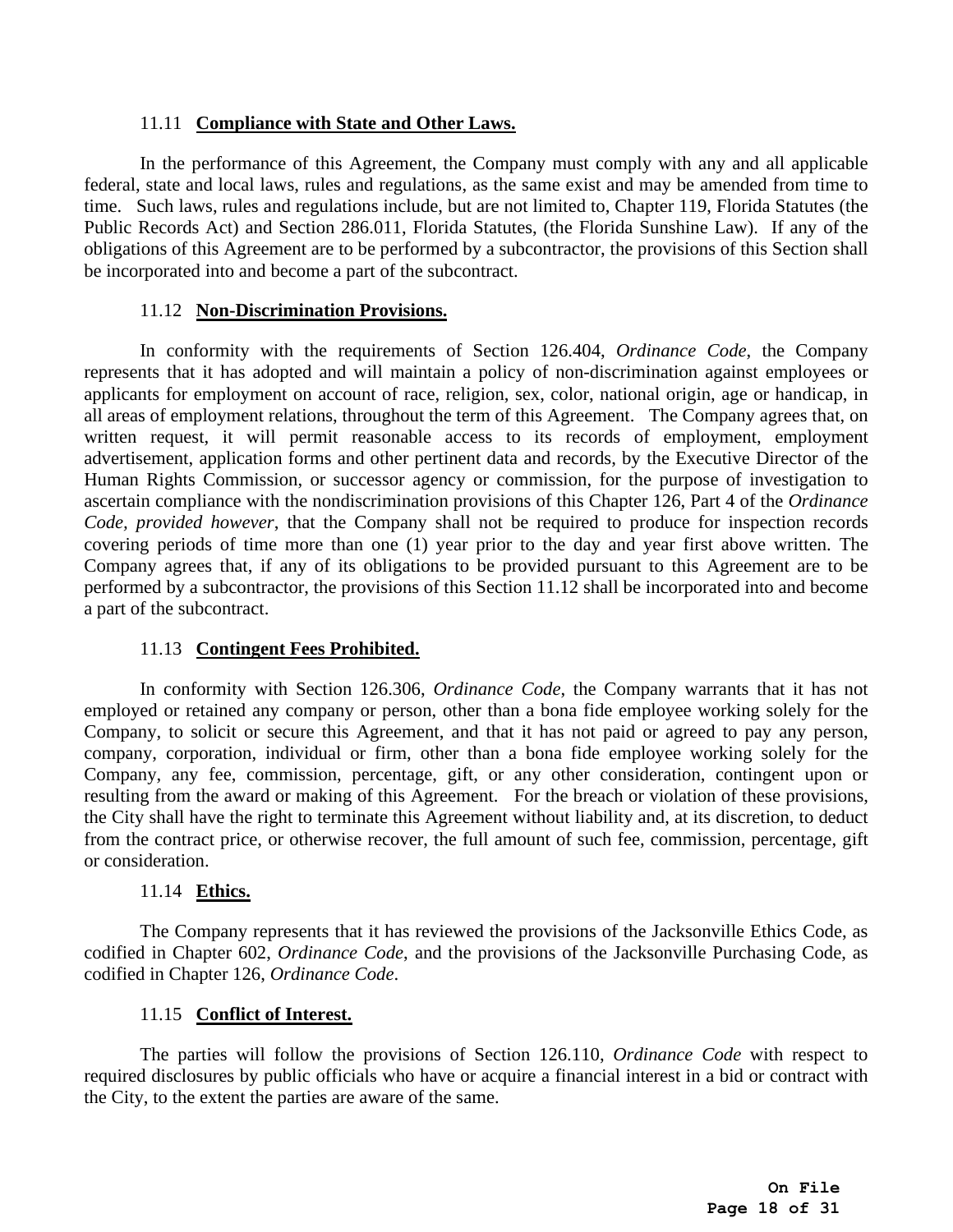### 11.11 **Compliance with State and Other Laws.**

In the performance of this Agreement, the Company must comply with any and all applicable federal, state and local laws, rules and regulations, as the same exist and may be amended from time to time. Such laws, rules and regulations include, but are not limited to, Chapter 119, Florida Statutes (the Public Records Act) and Section 286.011, Florida Statutes, (the Florida Sunshine Law). If any of the obligations of this Agreement are to be performed by a subcontractor, the provisions of this Section shall be incorporated into and become a part of the subcontract.

### 11.12 **Non-Discrimination Provisions.**

In conformity with the requirements of Section 126.404, *Ordinance Code*, the Company represents that it has adopted and will maintain a policy of non-discrimination against employees or applicants for employment on account of race, religion, sex, color, national origin, age or handicap, in all areas of employment relations, throughout the term of this Agreement. The Company agrees that, on written request, it will permit reasonable access to its records of employment, employment advertisement, application forms and other pertinent data and records, by the Executive Director of the Human Rights Commission, or successor agency or commission, for the purpose of investigation to ascertain compliance with the nondiscrimination provisions of this Chapter 126, Part 4 of the *Ordinance Code, provided however*, that the Company shall not be required to produce for inspection records covering periods of time more than one (1) year prior to the day and year first above written. The Company agrees that, if any of its obligations to be provided pursuant to this Agreement are to be performed by a subcontractor, the provisions of this Section 11.12 shall be incorporated into and become a part of the subcontract.

### 11.13 **Contingent Fees Prohibited.**

In conformity with Section 126.306, *Ordinance Code*, the Company warrants that it has not employed or retained any company or person, other than a bona fide employee working solely for the Company, to solicit or secure this Agreement, and that it has not paid or agreed to pay any person, company, corporation, individual or firm, other than a bona fide employee working solely for the Company, any fee, commission, percentage, gift, or any other consideration, contingent upon or resulting from the award or making of this Agreement. For the breach or violation of these provisions, the City shall have the right to terminate this Agreement without liability and, at its discretion, to deduct from the contract price, or otherwise recover, the full amount of such fee, commission, percentage, gift or consideration.

### 11.14 **Ethics.**

The Company represents that it has reviewed the provisions of the Jacksonville Ethics Code, as codified in Chapter 602, *Ordinance Code*, and the provisions of the Jacksonville Purchasing Code, as codified in Chapter 126, *Ordinance Code*.

### 11.15 **Conflict of Interest.**

The parties will follow the provisions of Section 126.110, *Ordinance Code* with respect to required disclosures by public officials who have or acquire a financial interest in a bid or contract with the City, to the extent the parties are aware of the same.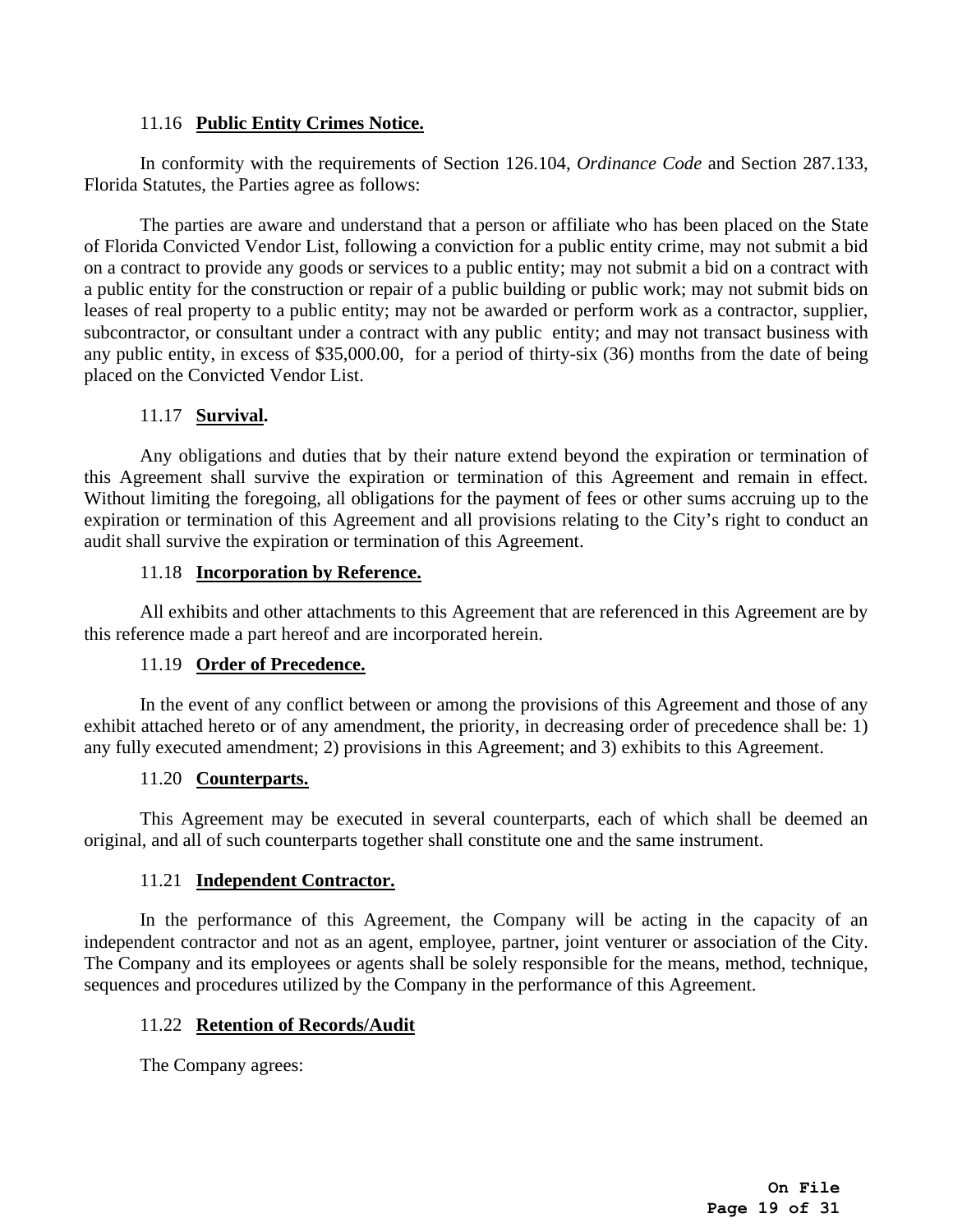### 11.16 **Public Entity Crimes Notice.**

In conformity with the requirements of Section 126.104, *Ordinance Code* and Section 287.133, Florida Statutes, the Parties agree as follows:

The parties are aware and understand that a person or affiliate who has been placed on the State of Florida Convicted Vendor List, following a conviction for a public entity crime, may not submit a bid on a contract to provide any goods or services to a public entity; may not submit a bid on a contract with a public entity for the construction or repair of a public building or public work; may not submit bids on leases of real property to a public entity; may not be awarded or perform work as a contractor, supplier, subcontractor, or consultant under a contract with any public entity; and may not transact business with any public entity, in excess of $35,000.00, for a period of thirty-six (36) months from the date of being placed on the Convicted Vendor List.

### 11.17 **Survival.**

Any obligations and duties that by their nature extend beyond the expiration or termination of this Agreement shall survive the expiration or termination of this Agreement and remain in effect. Without limiting the foregoing, all obligations for the payment of fees or other sums accruing up to the expiration or termination of this Agreement and all provisions relating to the City's right to conduct an audit shall survive the expiration or termination of this Agreement.

### 11.18 **Incorporation by Reference.**

All exhibits and other attachments to this Agreement that are referenced in this Agreement are by this reference made a part hereof and are incorporated herein.

### 11.19 **Order of Precedence.**

In the event of any conflict between or among the provisions of this Agreement and those of any exhibit attached hereto or of any amendment, the priority, in decreasing order of precedence shall be: 1) any fully executed amendment; 2) provisions in this Agreement; and 3) exhibits to this Agreement.

### 11.20 **Counterparts.**

This Agreement may be executed in several counterparts, each of which shall be deemed an original, and all of such counterparts together shall constitute one and the same instrument.

### 11.21 **Independent Contractor.**

In the performance of this Agreement, the Company will be acting in the capacity of an independent contractor and not as an agent, employee, partner, joint venturer or association of the City. The Company and its employees or agents shall be solely responsible for the means, method, technique, sequences and procedures utilized by the Company in the performance of this Agreement.

### 11.22 **Retention of Records/Audit**

The Company agrees: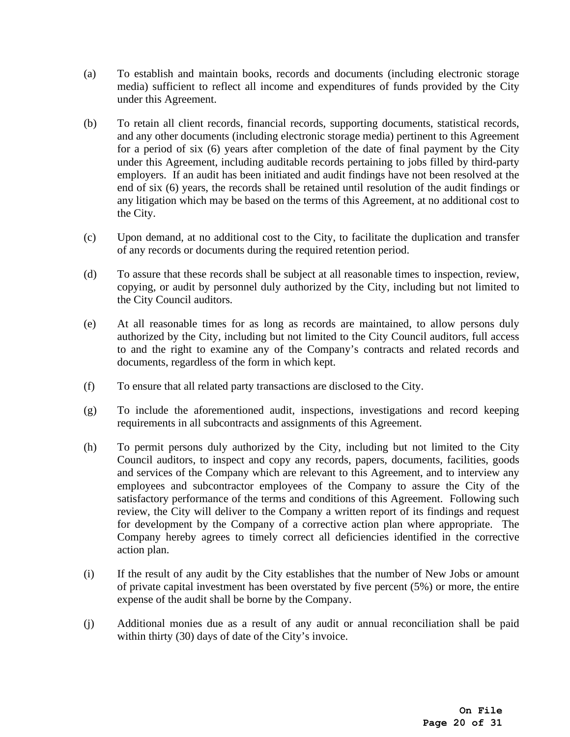(a) To establish and maintain books, records and documents (including electronic storage media) sufficient to reflect all income and expenditures of funds provided by the City under this Agreement.

(b) To retain all client records, financial records, supporting documents, statistical records, and any other documents (including electronic storage media) pertinent to this Agreement for a period of six (6) years after completion of the date of final payment by the City under this Agreement, including auditable records pertaining to jobs filled by third-party employers. If an audit has been initiated and audit findings have not been resolved at the end of six (6) years, the records shall be retained until resolution of the audit findings or any litigation which may be based on the terms of this Agreement, at no additional cost to the City.

(c) Upon demand, at no additional cost to the City, to facilitate the duplication and transfer of any records or documents during the required retention period.

(d) To assure that these records shall be subject at all reasonable times to inspection, review, copying, or audit by personnel duly authorized by the City, including but not limited to the City Council auditors.

(e) At all reasonable times for as long as records are maintained, to allow persons duly authorized by the City, including but not limited to the City Council auditors, full access to and the right to examine any of the Company's contracts and related records and documents, regardless of the form in which kept.

(f) To ensure that all related party transactions are disclosed to the City.

(g) To include the aforementioned audit, inspections, investigations and record keeping requirements in all subcontracts and assignments of this Agreement.

(h) To permit persons duly authorized by the City, including but not limited to the City Council auditors, to inspect and copy any records, papers, documents, facilities, goods and services of the Company which are relevant to this Agreement, and to interview any employees and subcontractor employees of the Company to assure the City of the satisfactory performance of the terms and conditions of this Agreement. Following such review, the City will deliver to the Company a written report of its findings and request for development by the Company of a corrective action plan where appropriate. The Company hereby agrees to timely correct all deficiencies identified in the corrective action plan.

(i) If the result of any audit by the City establishes that the number of New Jobs or amount of private capital investment has been overstated by five percent (5%) or more, the entire expense of the audit shall be borne by the Company.

(j) Additional monies due as a result of any audit or annual reconciliation shall be paid within thirty (30) days of date of the City's invoice.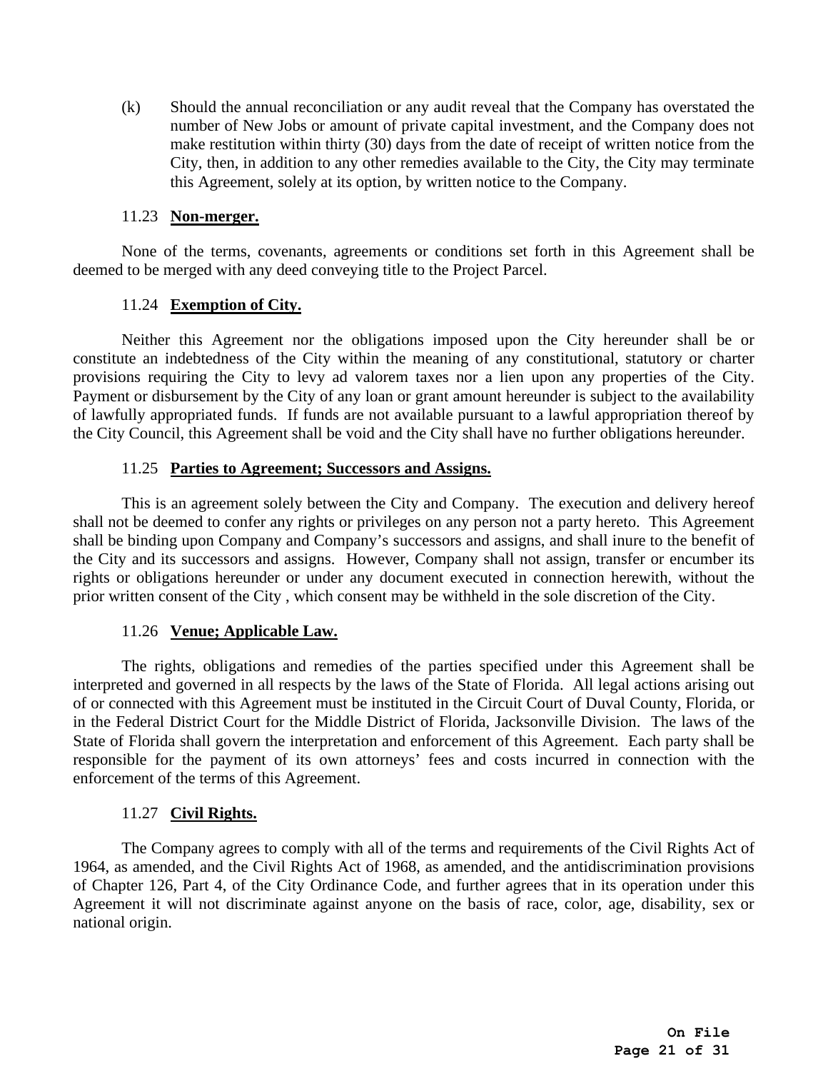(k) Should the annual reconciliation or any audit reveal that the Company has overstated the number of New Jobs or amount of private capital investment, and the Company does not make restitution within thirty (30) days from the date of receipt of written notice from the City, then, in addition to any other remedies available to the City, the City may terminate this Agreement, solely at its option, by written notice to the Company.

11.23 **Non-merger.**

None of the terms, covenants, agreements or conditions set forth in this Agreement shall be deemed to be merged with any deed conveying title to the Project Parcel.

11.24 **Exemption of City.**

Neither this Agreement nor the obligations imposed upon the City hereunder shall be or constitute an indebtedness of the City within the meaning of any constitutional, statutory or charter provisions requiring the City to levy ad valorem taxes nor a lien upon any properties of the City. Payment or disbursement by the City of any loan or grant amount hereunder is subject to the availability of lawfully appropriated funds. If funds are not available pursuant to a lawful appropriation thereof by the City Council, this Agreement shall be void and the City shall have no further obligations hereunder.

11.25 **Parties to Agreement; Successors and Assigns.**

This is an agreement solely between the City and Company. The execution and delivery hereof shall not be deemed to confer any rights or privileges on any person not a party hereto. This Agreement shall be binding upon Company and Company's successors and assigns, and shall inure to the benefit of the City and its successors and assigns. However, Company shall not assign, transfer or encumber its rights or obligations hereunder or under any document executed in connection herewith, without the prior written consent of the City , which consent may be withheld in the sole discretion of the City.

11.26 **Venue; Applicable Law.**

The rights, obligations and remedies of the parties specified under this Agreement shall be interpreted and governed in all respects by the laws of the State of Florida. All legal actions arising out of or connected with this Agreement must be instituted in the Circuit Court of Duval County, Florida, or in the Federal District Court for the Middle District of Florida, Jacksonville Division. The laws of the State of Florida shall govern the interpretation and enforcement of this Agreement. Each party shall be responsible for the payment of its own attorneys' fees and costs incurred in connection with the enforcement of the terms of this Agreement.

11.27 **Civil Rights.**

The Company agrees to comply with all of the terms and requirements of the Civil Rights Act of 1964, as amended, and the Civil Rights Act of 1968, as amended, and the antidiscrimination provisions of Chapter 126, Part 4, of the City Ordinance Code, and further agrees that in its operation under this Agreement it will not discriminate against anyone on the basis of race, color, age, disability, sex or national origin.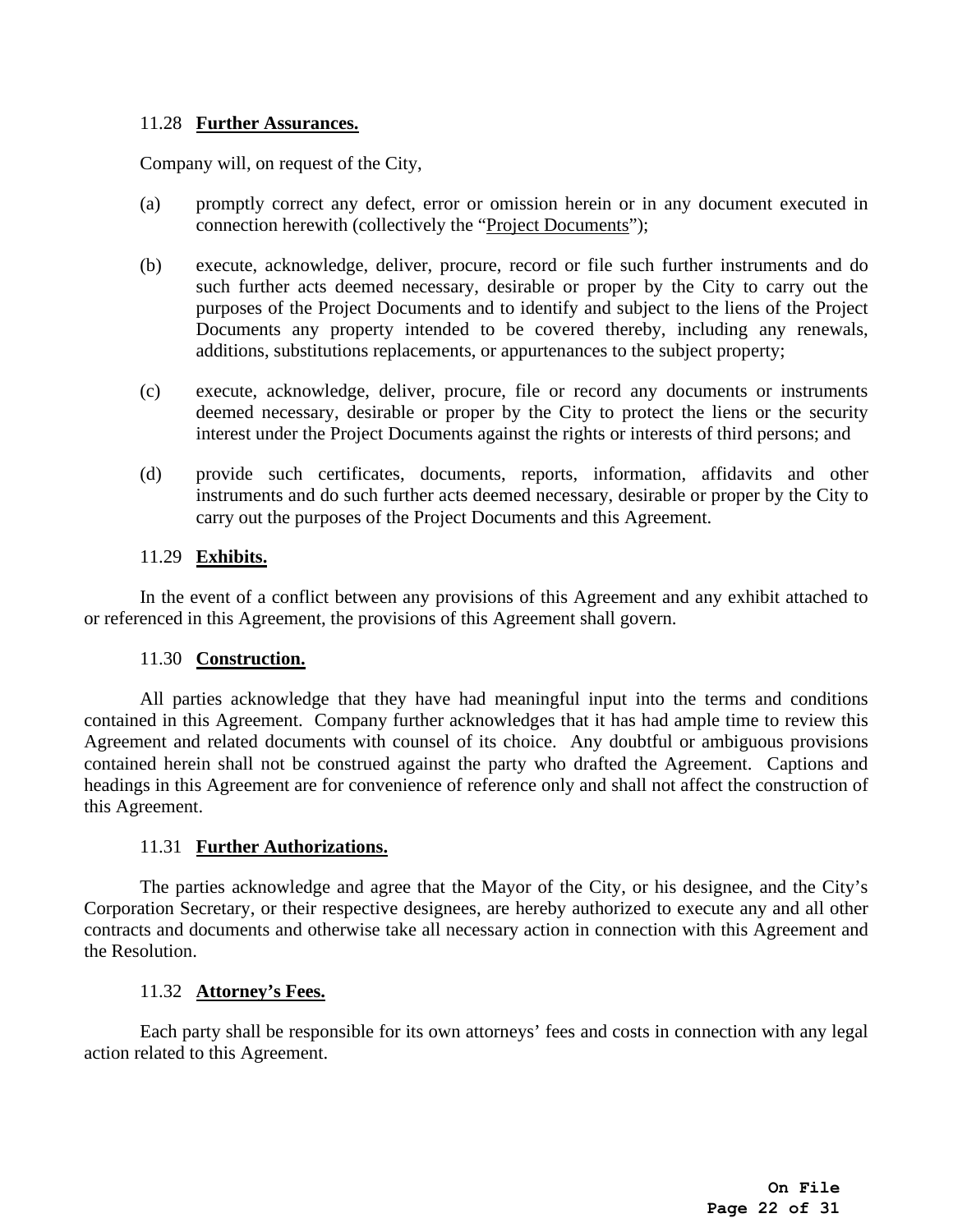### 11.28 **Further Assurances.**

Company will, on request of the City,

(a) promptly correct any defect, error or omission herein or in any document executed in connection herewith (collectively the "Project Documents");

(b) execute, acknowledge, deliver, procure, record or file such further instruments and do such further acts deemed necessary, desirable or proper by the City to carry out the purposes of the Project Documents and to identify and subject to the liens of the Project Documents any property intended to be covered thereby, including any renewals, additions, substitutions replacements, or appurtenances to the subject property;

(c) execute, acknowledge, deliver, procure, file or record any documents or instruments deemed necessary, desirable or proper by the City to protect the liens or the security interest under the Project Documents against the rights or interests of third persons; and

(d) provide such certificates, documents, reports, information, affidavits and other instruments and do such further acts deemed necessary, desirable or proper by the City to carry out the purposes of the Project Documents and this Agreement.

### 11.29 **Exhibits.**

In the event of a conflict between any provisions of this Agreement and any exhibit attached to or referenced in this Agreement, the provisions of this Agreement shall govern.

### 11.30 **Construction.**

All parties acknowledge that they have had meaningful input into the terms and conditions contained in this Agreement. Company further acknowledges that it has had ample time to review this Agreement and related documents with counsel of its choice. Any doubtful or ambiguous provisions contained herein shall not be construed against the party who drafted the Agreement. Captions and headings in this Agreement are for convenience of reference only and shall not affect the construction of this Agreement.

### 11.31 **Further Authorizations.**

The parties acknowledge and agree that the Mayor of the City, or his designee, and the City's Corporation Secretary, or their respective designees, are hereby authorized to execute any and all other contracts and documents and otherwise take all necessary action in connection with this Agreement and the Resolution.

### 11.32 **Attorney's Fees.**

Each party shall be responsible for its own attorneys' fees and costs in connection with any legal action related to this Agreement.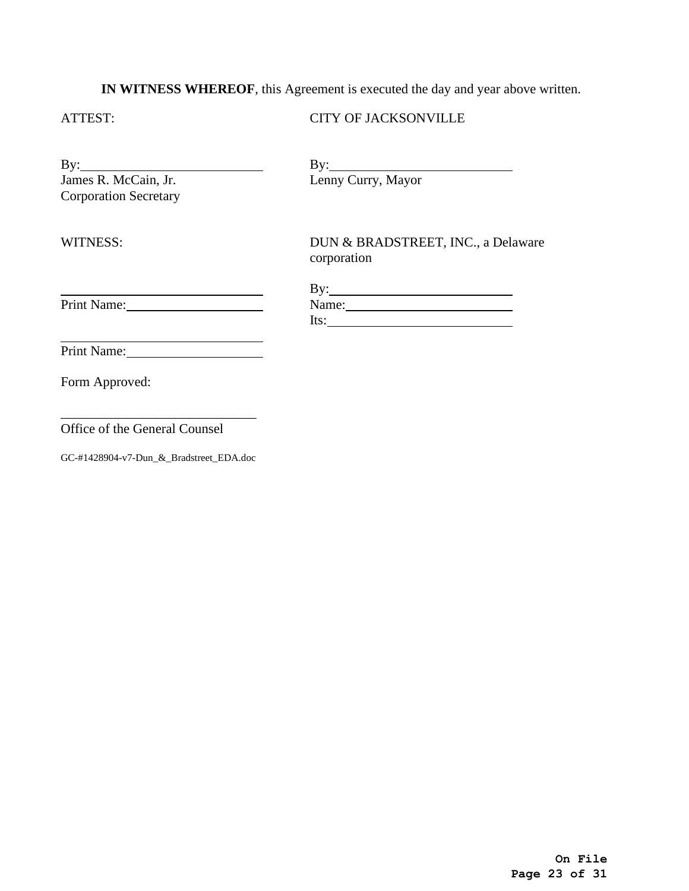**IN WITNESS WHEREOF**, this Agreement is executed the day and year above written.

ATTEST:

By:______________________________
James R. McCain, Jr.
Corporation Secretary

CITY OF JACKSONVILLE

By:______________________________
Lenny Curry, Mayor

WITNESS:

______________________________
Print Name:______________________

______________________________
Print Name:______________________

DUN & BRADSTREET, INC., a Delaware corporation

By:______________________________
Name:____________________________
Its:______________________________

Form Approved:

______________________________
Office of the General Counsel

GC-#1428904-v7-Dun_&_Bradstreet_EDA.doc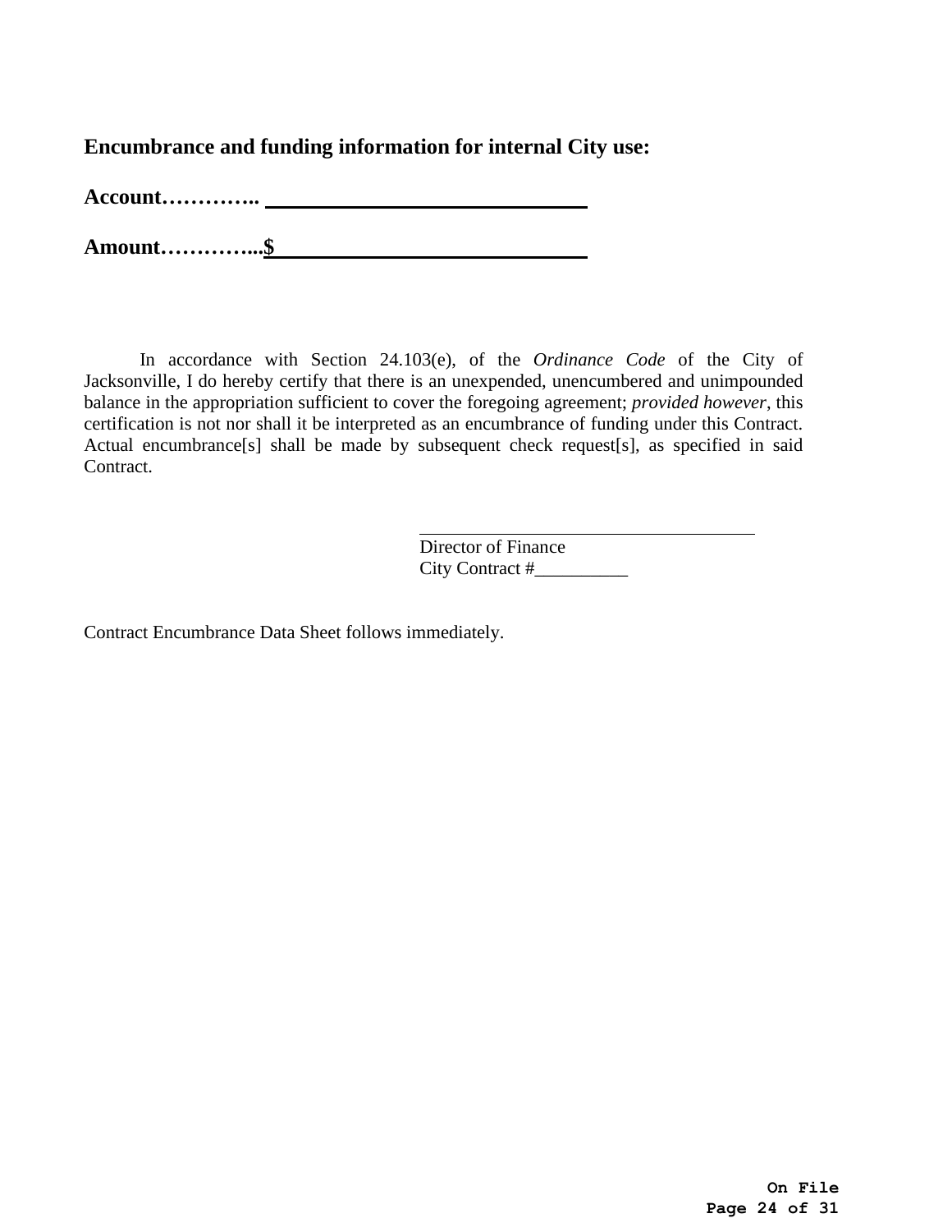**Encumbrance and funding information for internal City use:**

**Account………….. ______________________________**

**Amount…………...$_____________________________**

In accordance with Section 24.103(e), of the *Ordinance Code* of the City of Jacksonville, I do hereby certify that there is an unexpended, unencumbered and unimpounded balance in the appropriation sufficient to cover the foregoing agreement; *provided however*, this certification is not nor shall it be interpreted as an encumbrance of funding under this Contract. Actual encumbrance[s] shall be made by subsequent check request[s], as specified in said Contract.

______________________________
Director of Finance
City Contract #__________

Contract Encumbrance Data Sheet follows immediately.

**On File**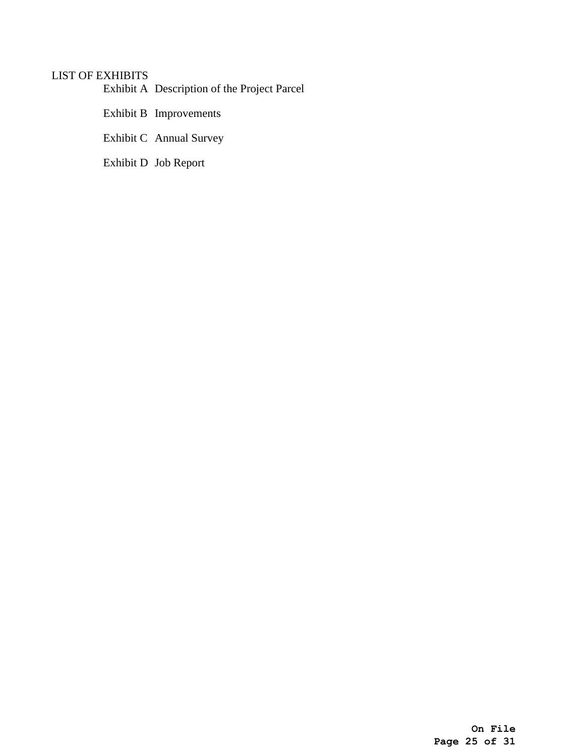LIST OF EXHIBITS

Exhibit A Description of the Project Parcel

Exhibit B Improvements

Exhibit C Annual Survey

Exhibit D Job Report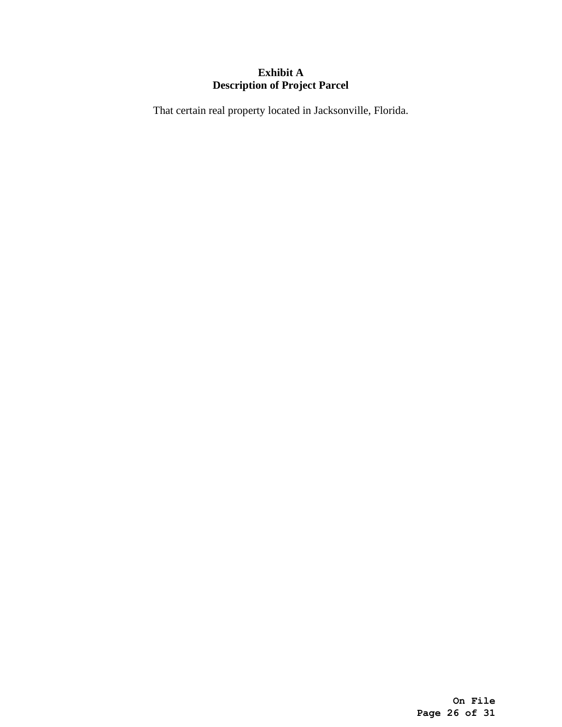**Exhibit A**
**Description of Project Parcel**

That certain real property located in Jacksonville, Florida.

**On File**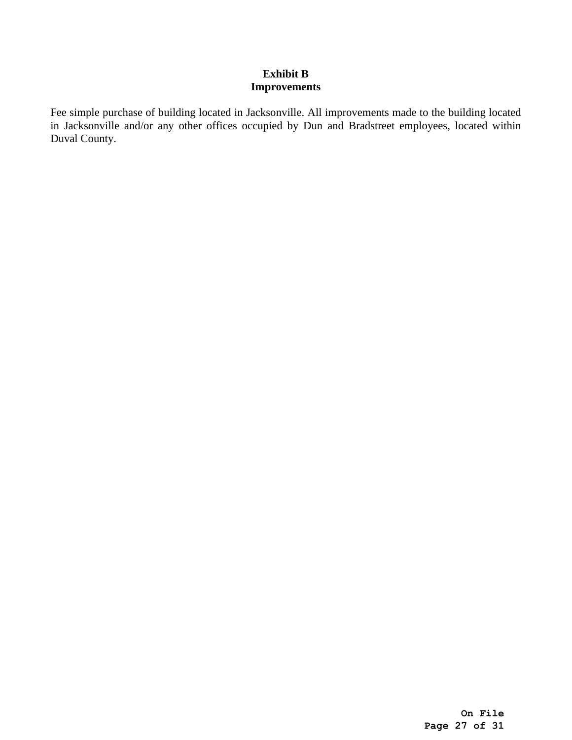**Exhibit B**
**Improvements**

Fee simple purchase of building located in Jacksonville. All improvements made to the building located in Jacksonville and/or any other offices occupied by Dun and Bradstreet employees, located within Duval County.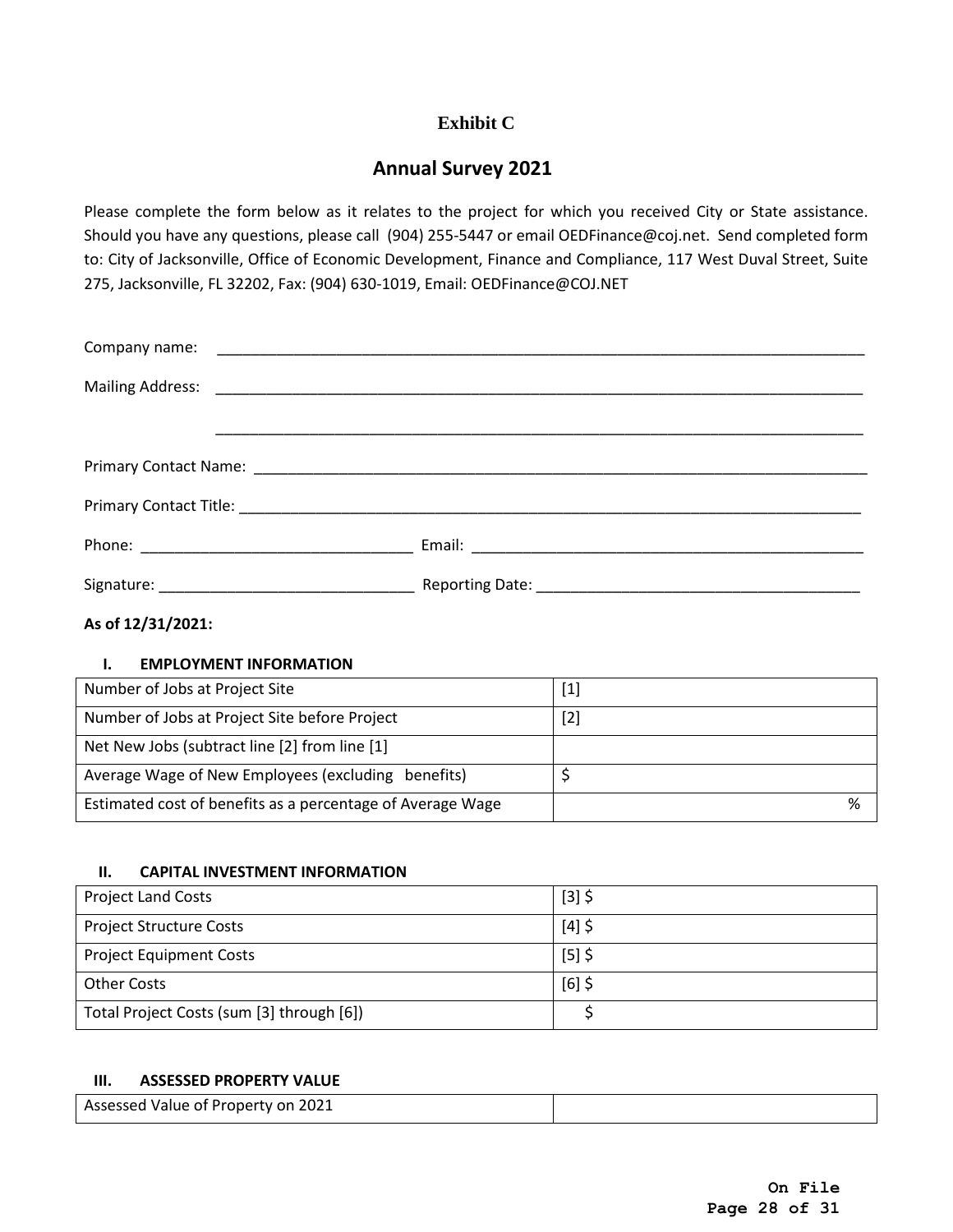# Exhibit C

## Annual Survey 2021

Please complete the form below as it relates to the project for which you received City or State assistance. Should you have any questions, please call (904) 255-5447 or email OEDFinance@coj.net. Send completed form to: City of Jacksonville, Office of Economic Development, Finance and Compliance, 117 West Duval Street, Suite 275, Jacksonville, FL 32202, Fax: (904) 630-1019, Email: OEDFinance@COJ.NET

Company name: ______________________________________________________________

Mailing Address: ______________________________________________________________

______________________________________________________________

Primary Contact Name: ______________________________________________________________

Primary Contact Title: ______________________________________________________________

Phone: ______________________________ Email: ______________________________

Signature: ______________________________ Reporting Date: ______________________________

**As of 12/31/2021:**

### I. EMPLOYMENT INFORMATION

| Number of Jobs at Project Site | [1] |
|---|---|
| Number of Jobs at Project Site before Project | [2] |
| Net New Jobs (subtract line [2] from line [1] | |
| Average Wage of New Employees (excluding benefits) | $ |
| Estimated cost of benefits as a percentage of Average Wage | % |

### II. CAPITAL INVESTMENT INFORMATION

| Project Land Costs | [3] $ |
|---|---|
| Project Structure Costs | [4] $ |
| Project Equipment Costs | [5] $ |
| Other Costs | [6] $ |
| Total Project Costs (sum [3] through [6]) | $ |

### III. ASSESSED PROPERTY VALUE

| Assessed Value of Property on 2021 | |
|---|---|

On File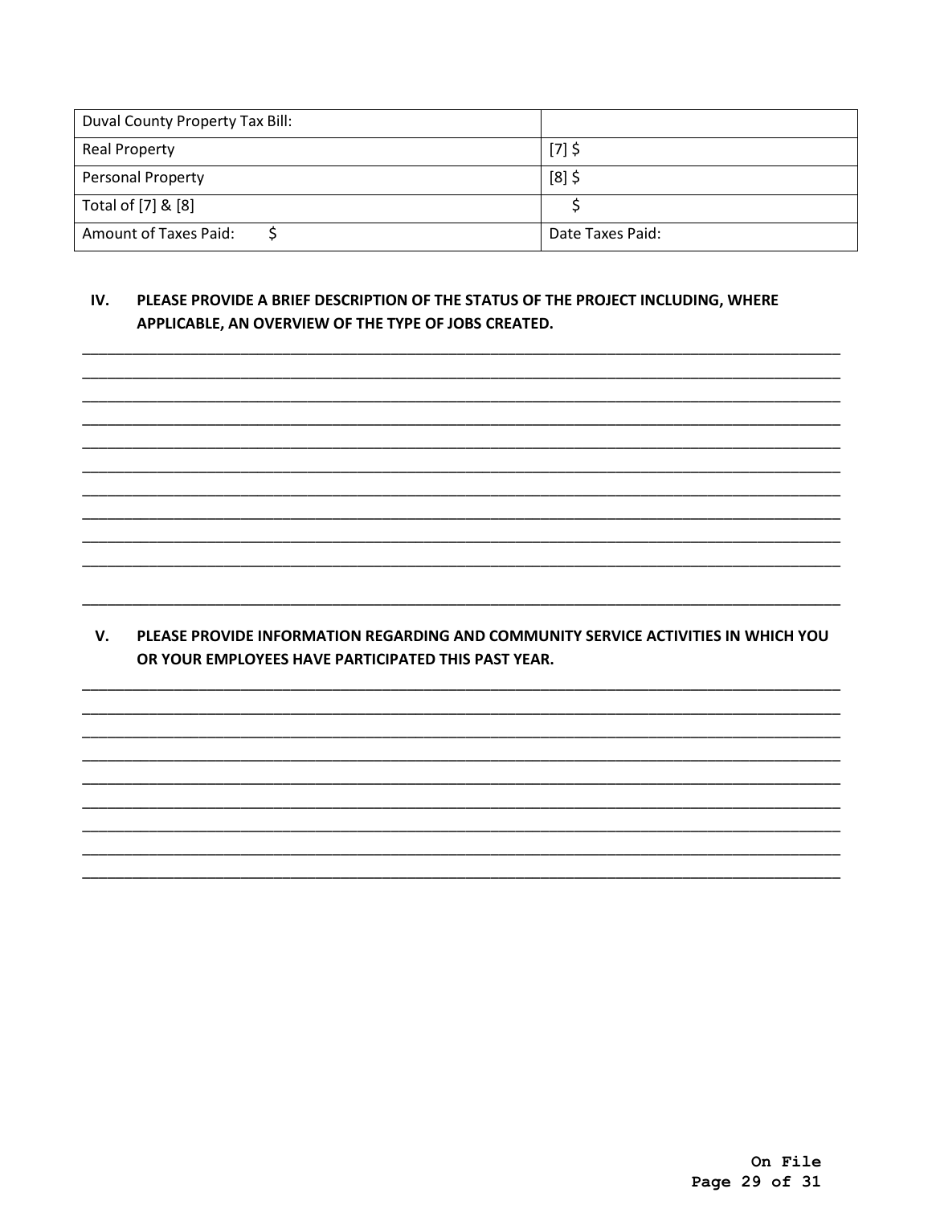| Duval County Property Tax Bill: | |
|---|---|
| Real Property | [7] $ |
| Personal Property | [8] $ |
| Total of [7] & [8] | $ |
| Amount of Taxes Paid: $ | Date Taxes Paid: |

## IV. PLEASE PROVIDE A BRIEF DESCRIPTION OF THE STATUS OF THE PROJECT INCLUDING, WHERE APPLICABLE, AN OVERVIEW OF THE TYPE OF JOBS CREATED.

______________________________________________________________________________
______________________________________________________________________________
______________________________________________________________________________
______________________________________________________________________________
______________________________________________________________________________
______________________________________________________________________________
______________________________________________________________________________
______________________________________________________________________________
______________________________________________________________________________
______________________________________________________________________________

______________________________________________________________________________

## V. PLEASE PROVIDE INFORMATION REGARDING AND COMMUNITY SERVICE ACTIVITIES IN WHICH YOU OR YOUR EMPLOYEES HAVE PARTICIPATED THIS PAST YEAR.

______________________________________________________________________________
______________________________________________________________________________
______________________________________________________________________________
______________________________________________________________________________
______________________________________________________________________________
______________________________________________________________________________
______________________________________________________________________________
______________________________________________________________________________
______________________________________________________________________________

**On File**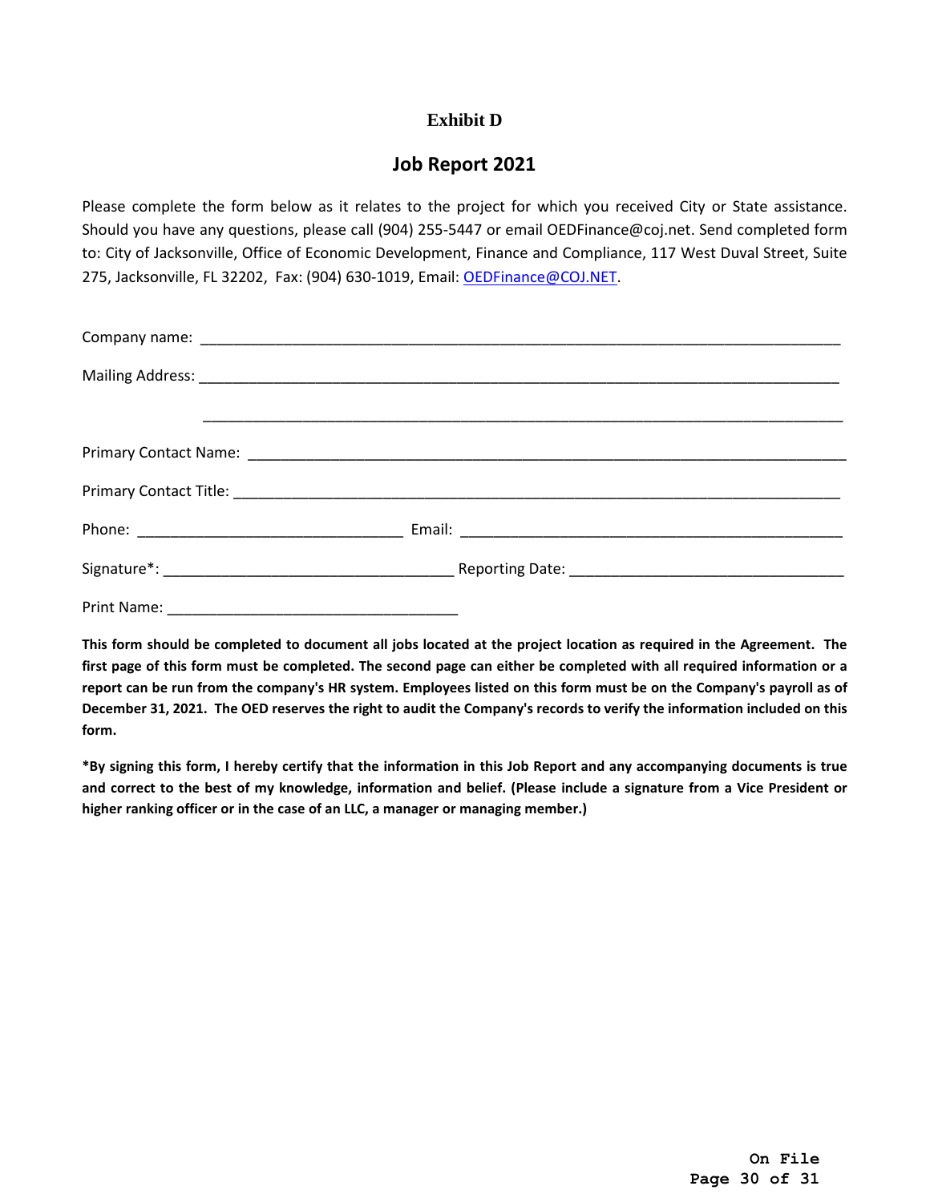# Exhibit D

## Job Report 2021

Please complete the form below as it relates to the project for which you received City or State assistance. Should you have any questions, please call (904) 255-5447 or email OEDFinance@coj.net. Send completed form to: City of Jacksonville, Office of Economic Development, Finance and Compliance, 117 West Duval Street, Suite 275, Jacksonville, FL 32202, Fax: (904) 630-1019, Email: OEDFinance@COJ.NET.

Company name: ______________________________________________________________________________

Mailing Address: _____________________________________________________________________________

_____________________________________________________________________________

Primary Contact Name: _________________________________________________________________________

Primary Contact Title: __________________________________________________________________________

Phone: _________________________________ Email: ________________________________________________

Signature*: ____________________________________ Reporting Date: _________________________________

Print Name: ___________________________________

**This form should be completed to document all jobs located at the project location as required in the Agreement. The first page of this form must be completed. The second page can either be completed with all required information or a report can be run from the company's HR system. Employees listed on this form must be on the Company's payroll as of December 31, 2021. The OED reserves the right to audit the Company's records to verify the information included on this form.**

***By signing this form, I hereby certify that the information in this Job Report and any accompanying documents is true and correct to the best of my knowledge, information and belief. (Please include a signature from a Vice President or higher ranking officer or in the case of an LLC, a manager or managing member.)**

On File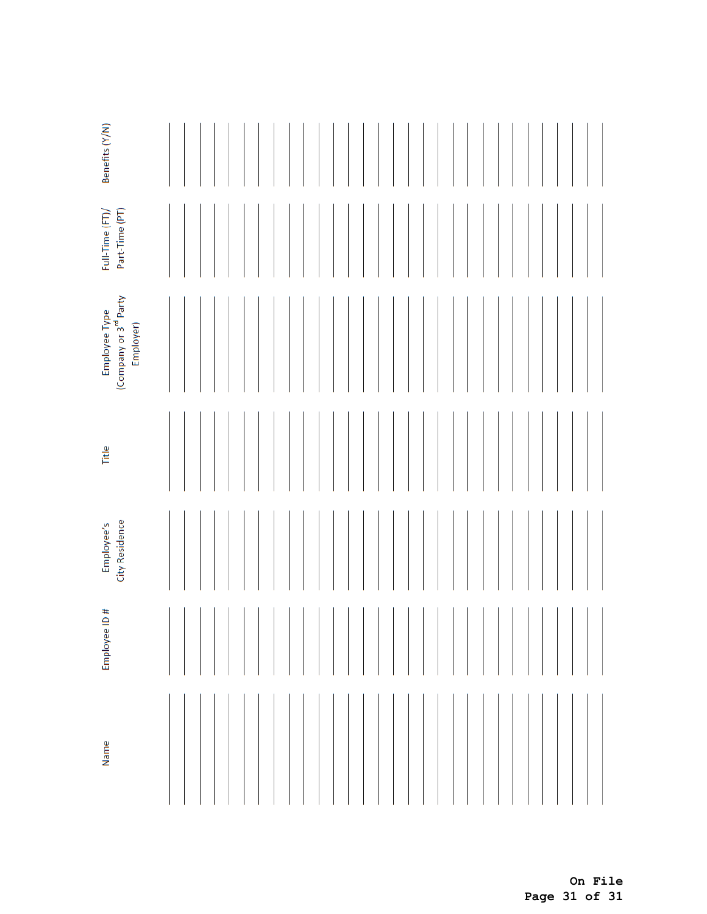| Name | Employee ID # | Employee's City Residence | Title | Employee Type (Company or 3rd Party Employer) | Full-Time (FT)/ Part-Time (PT) | Benefits (Y/N) |
| --- | --- | --- | --- | --- | --- | --- |
| | | | | | | |
| | | | | | | |
| | | | | | | |
| | | | | | | |
| | | | | | | |
| | | | | | | |
| | | | | | | |
| | | | | | | |
| | | | | | | |
| | | | | | | |
| | | | | | | |
| | | | | | | |
| | | | | | | |
| | | | | | | |
| | | | | | | |
| | | | | | | |
| | | | | | | |
| | | | | | | |
| | | | | | | |
| | | | | | | |
| | | | | | | |
| | | | | | | |
| | | | | | | |
| | | | | | | |
| | | | | | | |
| | | | | | | |
| | | | | | | |
| | | | | | | |
| | | | | | | |